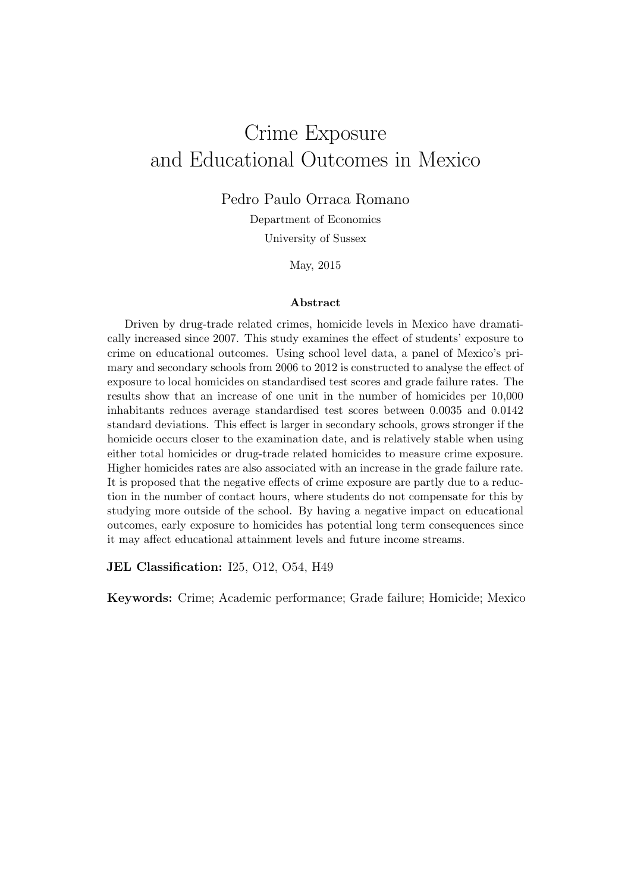# Crime Exposure and Educational Outcomes in Mexico

Pedro Paulo Orraca Romano

Department of Economics

University of Sussex

May, 2015

### Abstract

Driven by drug-trade related crimes, homicide levels in Mexico have dramatically increased since 2007. This study examines the effect of students' exposure to crime on educational outcomes. Using school level data, a panel of Mexico's primary and secondary schools from 2006 to 2012 is constructed to analyse the effect of exposure to local homicides on standardised test scores and grade failure rates. The results show that an increase of one unit in the number of homicides per 10,000 inhabitants reduces average standardised test scores between 0.0035 and 0.0142 standard deviations. This effect is larger in secondary schools, grows stronger if the homicide occurs closer to the examination date, and is relatively stable when using either total homicides or drug-trade related homicides to measure crime exposure. Higher homicides rates are also associated with an increase in the grade failure rate. It is proposed that the negative effects of crime exposure are partly due to a reduction in the number of contact hours, where students do not compensate for this by studying more outside of the school. By having a negative impact on educational outcomes, early exposure to homicides has potential long term consequences since it may affect educational attainment levels and future income streams.

**JEL Classification:** I25, O12, O54, H49

**Keywords:** Crime; Academic performance; Grade failure; Homicide; Mexico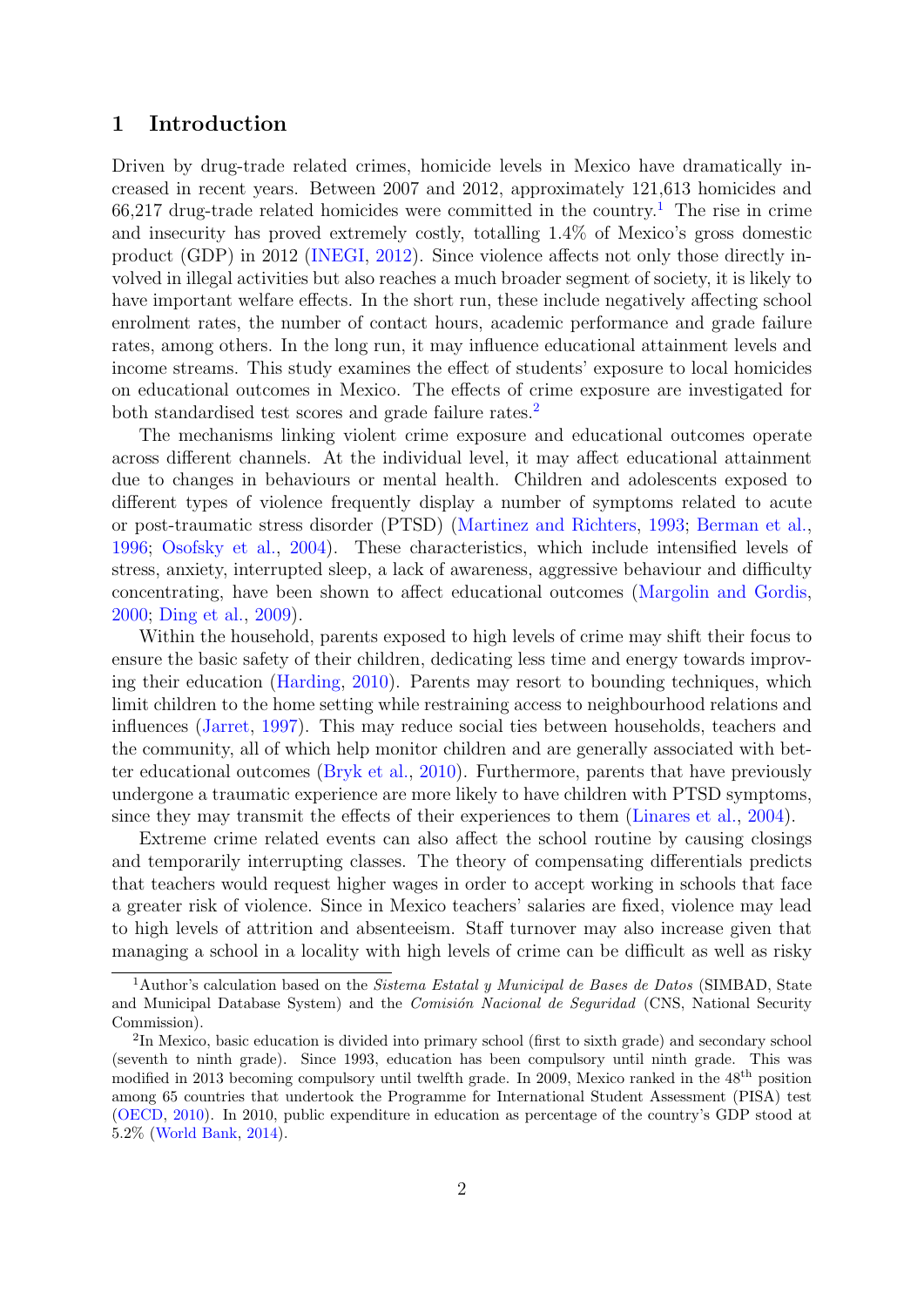## 1 Introduction

Driven by drug-trade related crimes, homicide levels in Mexico have dramatically increased in recent years. Between 2007 and 2012, approximately 121,613 homicides and 66,217 drug-trade related homicides were committed in the country.[1] The rise in crime and insecurity has proved extremely costly, totalling 1.4% of Mexico's gross domestic product (GDP) in 2012 (INEGI, 2012). Since violence affects not only those directly involved in illegal activities but also reaches a much broader segment of society, it is likely to have important welfare effects. In the short run, these include negatively affecting school enrolment rates, the number of contact hours, academic performance and grade failure rates, among others. In the long run, it may influence educational attainment levels and income streams. This study examines the effect of students' exposure to local homicides on educational outcomes in Mexico. The effects of crime exposure are investigated for both standardised test scores and grade failure rates.[2]

The mechanisms linking violent crime exposure and educational outcomes operate across different channels. At the individual level, it may affect educational attainment due to changes in behaviours or mental health. Children and adolescents exposed to different types of violence frequently display a number of symptoms related to acute or post-traumatic stress disorder (PTSD) (Martinez and Richters, 1993; Berman et al., 1996; Osofsky et al., 2004). These characteristics, which include intensified levels of stress, anxiety, interrupted sleep, a lack of awareness, aggressive behaviour and difficulty concentrating, have been shown to affect educational outcomes (Margolin and Gordis, 2000; Ding et al., 2009).

Within the household, parents exposed to high levels of crime may shift their focus to ensure the basic safety of their children, dedicating less time and energy towards improving their education (Harding, 2010). Parents may resort to bounding techniques, which limit children to the home setting while restraining access to neighbourhood relations and influences (Jarret, 1997). This may reduce social ties between households, teachers and the community, all of which help monitor children and are generally associated with better educational outcomes (Bryk et al., 2010). Furthermore, parents that have previously undergone a traumatic experience are more likely to have children with PTSD symptoms, since they may transmit the effects of their experiences to them (Linares et al., 2004).

Extreme crime related events can also affect the school routine by causing closings and temporarily interrupting classes. The theory of compensating differentials predicts that teachers would request higher wages in order to accept working in schools that face a greater risk of violence. Since in Mexico teachers' salaries are fixed, violence may lead to high levels of attrition and absenteeism. Staff turnover may also increase given that managing a school in a locality with high levels of crime can be difficult as well as risky

[1] Author's calculation based on the *Sistema Estatal y Municipal de Bases de Datos* (SIMBAD, State and Municipal Database System) and the *Comisión Nacional de Seguridad* (CNS, National Security Commission).

[2] In Mexico, basic education is divided into primary school (first to sixth grade) and secondary school (seventh to ninth grade). Since 1993, education has been compulsory until ninth grade. This was modified in 2013 becoming compulsory until twelfth grade. In 2009, Mexico ranked in the 48th position among 65 countries that undertook the Programme for International Student Assessment (PISA) test (OECD, 2010). In 2010, public expenditure in education as percentage of the country's GDP stood at 5.2% (World Bank, 2014).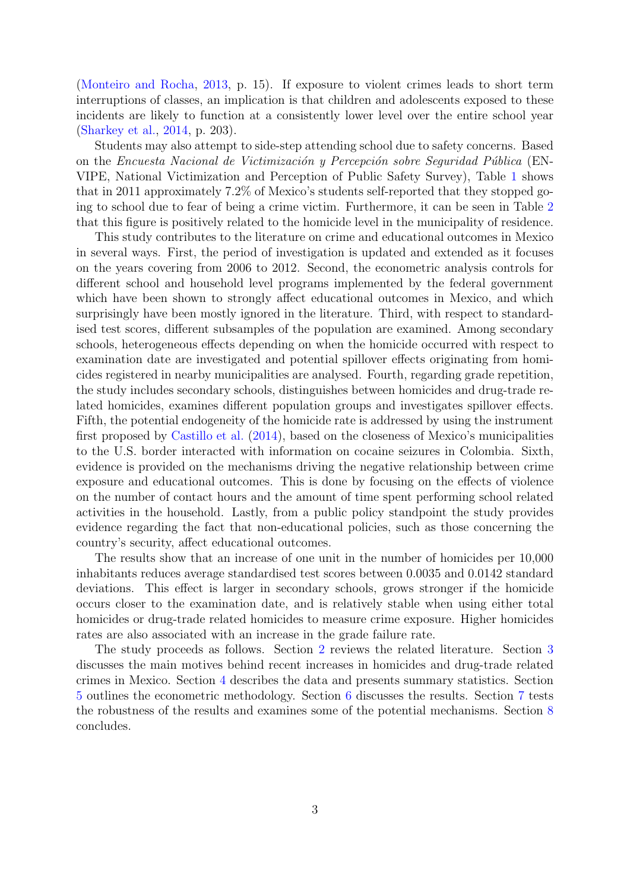(Monteiro and Rocha, 2013, p. 15). If exposure to violent crimes leads to short term interruptions of classes, an implication is that children and adolescents exposed to these incidents are likely to function at a consistently lower level over the entire school year (Sharkey et al., 2014, p. 203).

Students may also attempt to side-step attending school due to safety concerns. Based on the *Encuesta Nacional de Victimización y Percepción sobre Seguridad Pública* (ENVIPE, National Victimization and Perception of Public Safety Survey), Table 1 shows that in 2011 approximately 7.2% of Mexico's students self-reported that they stopped going to school due to fear of being a crime victim. Furthermore, it can be seen in Table 2 that this figure is positively related to the homicide level in the municipality of residence.

This study contributes to the literature on crime and educational outcomes in Mexico in several ways. First, the period of investigation is updated and extended as it focuses on the years covering from 2006 to 2012. Second, the econometric analysis controls for different school and household level programs implemented by the federal government which have been shown to strongly affect educational outcomes in Mexico, and which surprisingly have been mostly ignored in the literature. Third, with respect to standardised test scores, different subsamples of the population are examined. Among secondary schools, heterogeneous effects depending on when the homicide occurred with respect to examination date are investigated and potential spillover effects originating from homicides registered in nearby municipalities are analysed. Fourth, regarding grade repetition, the study includes secondary schools, distinguishes between homicides and drug-trade related homicides, examines different population groups and investigates spillover effects. Fifth, the potential endogeneity of the homicide rate is addressed by using the instrument first proposed by Castillo et al. (2014), based on the closeness of Mexico's municipalities to the U.S. border interacted with information on cocaine seizures in Colombia. Sixth, evidence is provided on the mechanisms driving the negative relationship between crime exposure and educational outcomes. This is done by focusing on the effects of violence on the number of contact hours and the amount of time spent performing school related activities in the household. Lastly, from a public policy standpoint the study provides evidence regarding the fact that non-educational policies, such as those concerning the country's security, affect educational outcomes.

The results show that an increase of one unit in the number of homicides per 10,000 inhabitants reduces average standardised test scores between 0.0035 and 0.0142 standard deviations. This effect is larger in secondary schools, grows stronger if the homicide occurs closer to the examination date, and is relatively stable when using either total homicides or drug-trade related homicides to measure crime exposure. Higher homicides rates are also associated with an increase in the grade failure rate.

The study proceeds as follows. Section 2 reviews the related literature. Section 3 discusses the main motives behind recent increases in homicides and drug-trade related crimes in Mexico. Section 4 describes the data and presents summary statistics. Section 5 outlines the econometric methodology. Section 6 discusses the results. Section 7 tests the robustness of the results and examines some of the potential mechanisms. Section 8 concludes.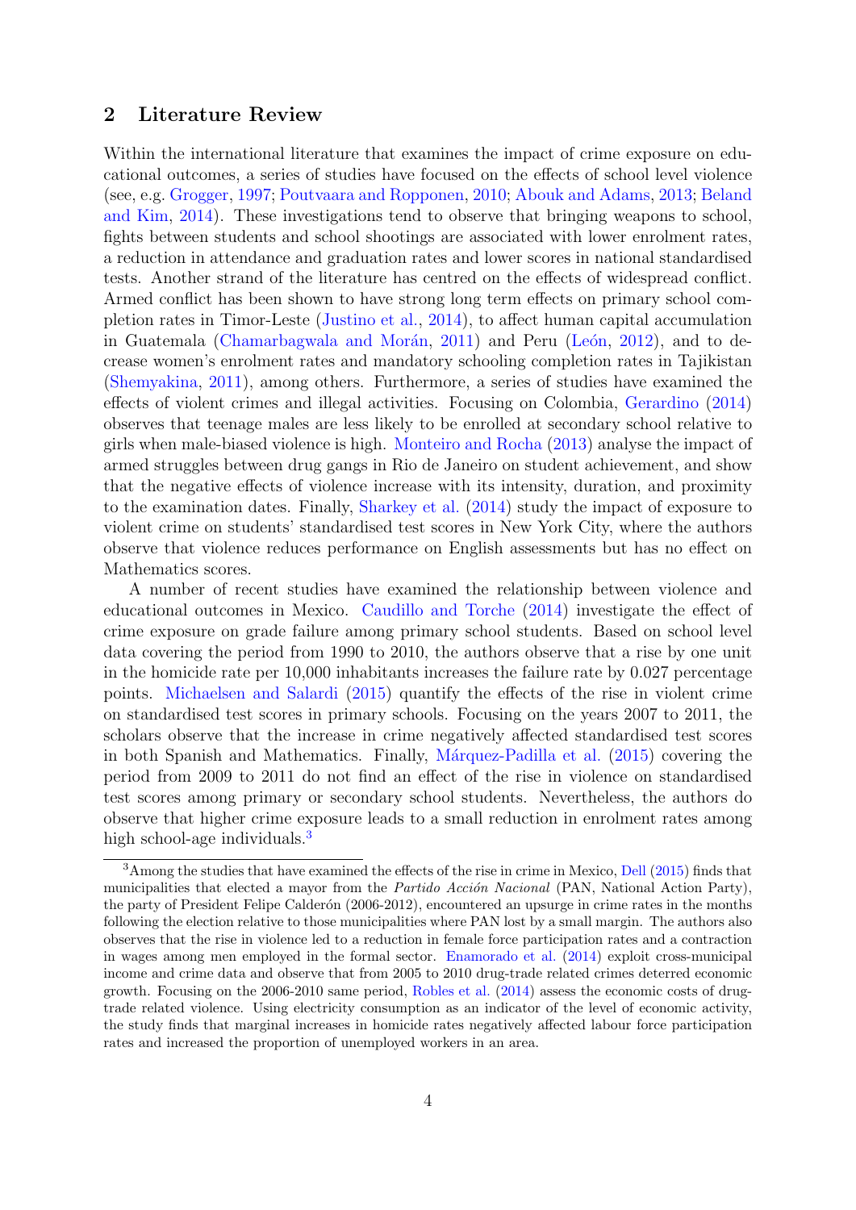## 2 Literature Review

Within the international literature that examines the impact of crime exposure on educational outcomes, a series of studies have focused on the effects of school level violence (see, e.g. Grogger, 1997; Poutvaara and Ropponen, 2010; Abouk and Adams, 2013; Beland and Kim, 2014). These investigations tend to observe that bringing weapons to school, fights between students and school shootings are associated with lower enrolment rates, a reduction in attendance and graduation rates and lower scores in national standardised tests. Another strand of the literature has centred on the effects of widespread conflict. Armed conflict has been shown to have strong long term effects on primary school completion rates in Timor-Leste (Justino et al., 2014), to affect human capital accumulation in Guatemala (Chamarbagwala and Morán, 2011) and Peru (León, 2012), and to decrease women's enrolment rates and mandatory schooling completion rates in Tajikistan (Shemyakina, 2011), among others. Furthermore, a series of studies have examined the effects of violent crimes and illegal activities. Focusing on Colombia, Gerardino (2014) observes that teenage males are less likely to be enrolled at secondary school relative to girls when male-biased violence is high. Monteiro and Rocha (2013) analyse the impact of armed struggles between drug gangs in Rio de Janeiro on student achievement, and show that the negative effects of violence increase with its intensity, duration, and proximity to the examination dates. Finally, Sharkey et al. (2014) study the impact of exposure to violent crime on students' standardised test scores in New York City, where the authors observe that violence reduces performance on English assessments but has no effect on Mathematics scores.

A number of recent studies have examined the relationship between violence and educational outcomes in Mexico. Caudillo and Torche (2014) investigate the effect of crime exposure on grade failure among primary school students. Based on school level data covering the period from 1990 to 2010, the authors observe that a rise by one unit in the homicide rate per 10,000 inhabitants increases the failure rate by 0.027 percentage points. Michaelsen and Salardi (2015) quantify the effects of the rise in violent crime on standardised test scores in primary schools. Focusing on the years 2007 to 2011, the scholars observe that the increase in crime negatively affected standardised test scores in both Spanish and Mathematics. Finally, Márquez-Padilla et al. (2015) covering the period from 2009 to 2011 do not find an effect of the rise in violence on standardised test scores among primary or secondary school students. Nevertheless, the authors do observe that higher crime exposure leads to a small reduction in enrolment rates among high school-age individuals.[3]

[3] Among the studies that have examined the effects of the rise in crime in Mexico, Dell (2015) finds that municipalities that elected a mayor from the *Partido Acción Nacional* (PAN, National Action Party), the party of President Felipe Calderón (2006-2012), encountered an upsurge in crime rates in the months following the election relative to those municipalities where PAN lost by a small margin. The authors also observes that the rise in violence led to a reduction in female force participation rates and a contraction in wages among men employed in the formal sector. Enamorado et al. (2014) exploit cross-municipal income and crime data and observe that from 2005 to 2010 drug-trade related crimes deterred economic growth. Focusing on the 2006-2010 same period, Robles et al. (2014) assess the economic costs of drug-trade related violence. Using electricity consumption as an indicator of the level of economic activity, the study finds that marginal increases in homicide rates negatively affected labour force participation rates and increased the proportion of unemployed workers in an area.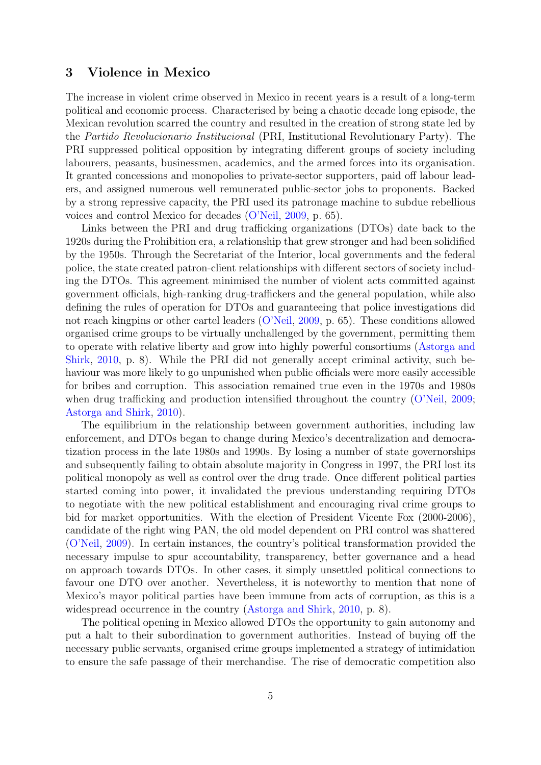## 3 Violence in Mexico

The increase in violent crime observed in Mexico in recent years is a result of a long-term political and economic process. Characterised by being a chaotic decade long episode, the Mexican revolution scarred the country and resulted in the creation of strong state led by the *Partido Revolucionario Institucional* (PRI, Institutional Revolutionary Party). The PRI suppressed political opposition by integrating different groups of society including labourers, peasants, businessmen, academics, and the armed forces into its organisation. It granted concessions and monopolies to private-sector supporters, paid off labour leaders, and assigned numerous well remunerated public-sector jobs to proponents. Backed by a strong repressive capacity, the PRI used its patronage machine to subdue rebellious voices and control Mexico for decades (O'Neil, 2009, p. 65).

Links between the PRI and drug trafficking organizations (DTOs) date back to the 1920s during the Prohibition era, a relationship that grew stronger and had been solidified by the 1950s. Through the Secretariat of the Interior, local governments and the federal police, the state created patron-client relationships with different sectors of society including the DTOs. This agreement minimised the number of violent acts committed against government officials, high-ranking drug-traffickers and the general population, while also defining the rules of operation for DTOs and guaranteeing that police investigations did not reach kingpins or other cartel leaders (O'Neil, 2009, p. 65). These conditions allowed organised crime groups to be virtually unchallenged by the government, permitting them to operate with relative liberty and grow into highly powerful consortiums (Astorga and Shirk, 2010, p. 8). While the PRI did not generally accept criminal activity, such behaviour was more likely to go unpunished when public officials were more easily accessible for bribes and corruption. This association remained true even in the 1970s and 1980s when drug trafficking and production intensified throughout the country (O'Neil, 2009; Astorga and Shirk, 2010).

The equilibrium in the relationship between government authorities, including law enforcement, and DTOs began to change during Mexico's decentralization and democratization process in the late 1980s and 1990s. By losing a number of state governorships and subsequently failing to obtain absolute majority in Congress in 1997, the PRI lost its political monopoly as well as control over the drug trade. Once different political parties started coming into power, it invalidated the previous understanding requiring DTOs to negotiate with the new political establishment and encouraging rival crime groups to bid for market opportunities. With the election of President Vicente Fox (2000-2006), candidate of the right wing PAN, the old model dependent on PRI control was shattered (O'Neil, 2009). In certain instances, the country's political transformation provided the necessary impulse to spur accountability, transparency, better governance and a head on approach towards DTOs. In other cases, it simply unsettled political connections to favour one DTO over another. Nevertheless, it is noteworthy to mention that none of Mexico's mayor political parties have been immune from acts of corruption, as this is a widespread occurrence in the country (Astorga and Shirk, 2010, p. 8).

The political opening in Mexico allowed DTOs the opportunity to gain autonomy and put a halt to their subordination to government authorities. Instead of buying off the necessary public servants, organised crime groups implemented a strategy of intimidation to ensure the safe passage of their merchandise. The rise of democratic competition also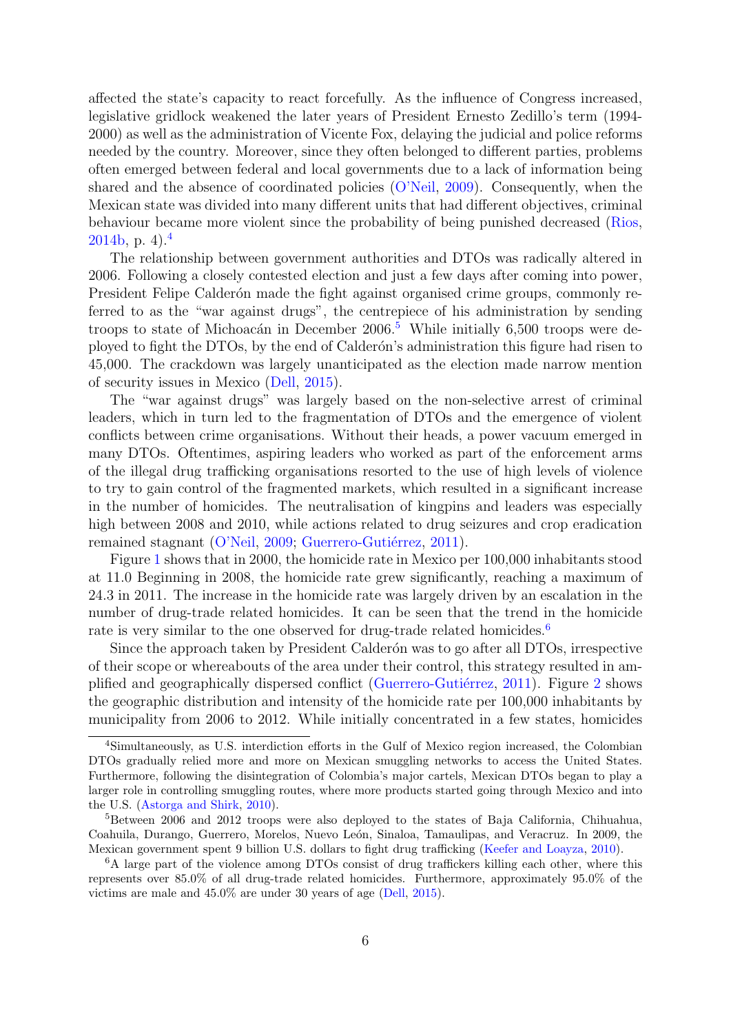affected the state's capacity to react forcefully. As the influence of Congress increased, legislative gridlock weakened the later years of President Ernesto Zedillo's term (1994-2000) as well as the administration of Vicente Fox, delaying the judicial and police reforms needed by the country. Moreover, since they often belonged to different parties, problems often emerged between federal and local governments due to a lack of information being shared and the absence of coordinated policies (O'Neil, 2009). Consequently, when the Mexican state was divided into many different units that had different objectives, criminal behaviour became more violent since the probability of being punished decreased (Rios, 2014b, p. 4).[4]

The relationship between government authorities and DTOs was radically altered in 2006. Following a closely contested election and just a few days after coming into power, President Felipe Calderón made the fight against organised crime groups, commonly referred to as the "war against drugs", the centrepiece of his administration by sending troops to state of Michoacán in December 2006.[5] While initially 6,500 troops were deployed to fight the DTOs, by the end of Calderón's administration this figure had risen to 45,000. The crackdown was largely unanticipated as the election made narrow mention of security issues in Mexico (Dell, 2015).

The "war against drugs" was largely based on the non-selective arrest of criminal leaders, which in turn led to the fragmentation of DTOs and the emergence of violent conflicts between crime organisations. Without their heads, a power vacuum emerged in many DTOs. Oftentimes, aspiring leaders who worked as part of the enforcement arms of the illegal drug trafficking organisations resorted to the use of high levels of violence to try to gain control of the fragmented markets, which resulted in a significant increase in the number of homicides. The neutralisation of kingpins and leaders was especially high between 2008 and 2010, while actions related to drug seizures and crop eradication remained stagnant (O'Neil, 2009; Guerrero-Gutiérrez, 2011).

Figure 1 shows that in 2000, the homicide rate in Mexico per 100,000 inhabitants stood at 11.0 Beginning in 2008, the homicide rate grew significantly, reaching a maximum of 24.3 in 2011. The increase in the homicide rate was largely driven by an escalation in the number of drug-trade related homicides. It can be seen that the trend in the homicide rate is very similar to the one observed for drug-trade related homicides.[6]

Since the approach taken by President Calderón was to go after all DTOs, irrespective of their scope or whereabouts of the area under their control, this strategy resulted in amplified and geographically dispersed conflict (Guerrero-Gutiérrez, 2011). Figure 2 shows the geographic distribution and intensity of the homicide rate per 100,000 inhabitants by municipality from 2006 to 2012. While initially concentrated in a few states, homicides

---

[4] Simultaneously, as U.S. interdiction efforts in the Gulf of Mexico region increased, the Colombian DTOs gradually relied more and more on Mexican smuggling networks to access the United States. Furthermore, following the disintegration of Colombia's major cartels, Mexican DTOs began to play a larger role in controlling smuggling routes, where more products started going through Mexico and into the U.S. (Astorga and Shirk, 2010).

[5] Between 2006 and 2012 troops were also deployed to the states of Baja California, Chihuahua, Coahuila, Durango, Guerrero, Morelos, Nuevo León, Sinaloa, Tamaulipas, and Veracruz. In 2009, the Mexican government spent 9 billion U.S. dollars to fight drug trafficking (Keefer and Loayza, 2010).

[6] A large part of the violence among DTOs consist of drug traffickers killing each other, where this represents over 85.0% of all drug-trade related homicides. Furthermore, approximately 95.0% of the victims are male and 45.0% are under 30 years of age (Dell, 2015).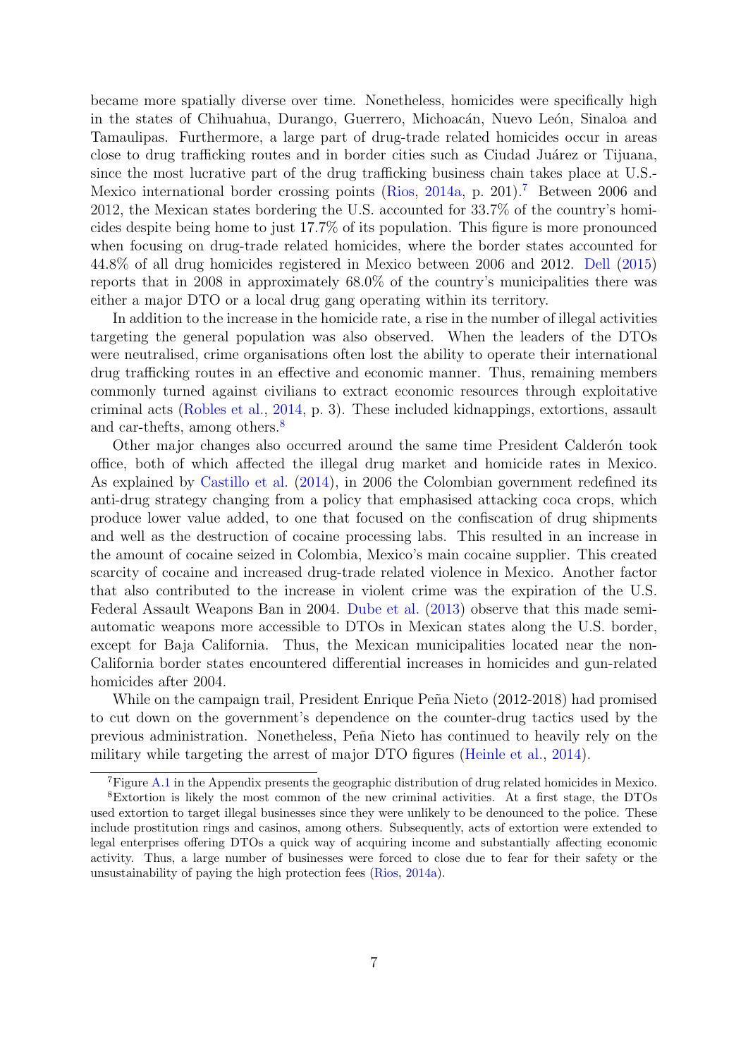became more spatially diverse over time. Nonetheless, homicides were specifically high in the states of Chihuahua, Durango, Guerrero, Michoacán, Nuevo León, Sinaloa and Tamaulipas. Furthermore, a large part of drug-trade related homicides occur in areas close to drug trafficking routes and in border cities such as Ciudad Juárez or Tijuana, since the most lucrative part of the drug trafficking business chain takes place at U.S.-Mexico international border crossing points (Rios, 2014a, p. 201).[7] Between 2006 and 2012, the Mexican states bordering the U.S. accounted for 33.7% of the country's homicides despite being home to just 17.7% of its population. This figure is more pronounced when focusing on drug-trade related homicides, where the border states accounted for 44.8% of all drug homicides registered in Mexico between 2006 and 2012. Dell (2015) reports that in 2008 in approximately 68.0% of the country's municipalities there was either a major DTO or a local drug gang operating within its territory.

In addition to the increase in the homicide rate, a rise in the number of illegal activities targeting the general population was also observed. When the leaders of the DTOs were neutralised, crime organisations often lost the ability to operate their international drug trafficking routes in an effective and economic manner. Thus, remaining members commonly turned against civilians to extract economic resources through exploitative criminal acts (Robles et al., 2014, p. 3). These included kidnappings, extortions, assault and car-thefts, among others.[8]

Other major changes also occurred around the same time President Calderón took office, both of which affected the illegal drug market and homicide rates in Mexico. As explained by Castillo et al. (2014), in 2006 the Colombian government redefined its anti-drug strategy changing from a policy that emphasised attacking coca crops, which produce lower value added, to one that focused on the confiscation of drug shipments and well as the destruction of cocaine processing labs. This resulted in an increase in the amount of cocaine seized in Colombia, Mexico's main cocaine supplier. This created scarcity of cocaine and increased drug-trade related violence in Mexico. Another factor that also contributed to the increase in violent crime was the expiration of the U.S. Federal Assault Weapons Ban in 2004. Dube et al. (2013) observe that this made semi-automatic weapons more accessible to DTOs in Mexican states along the U.S. border, except for Baja California. Thus, the Mexican municipalities located near the non-California border states encountered differential increases in homicides and gun-related homicides after 2004.

While on the campaign trail, President Enrique Peña Nieto (2012-2018) had promised to cut down on the government's dependence on the counter-drug tactics used by the previous administration. Nonetheless, Peña Nieto has continued to heavily rely on the military while targeting the arrest of major DTO figures (Heinle et al., 2014).

[7] Figure A.1 in the Appendix presents the geographic distribution of drug related homicides in Mexico.

[8] Extortion is likely the most common of the new criminal activities. At a first stage, the DTOs used extortion to target illegal businesses since they were unlikely to be denounced to the police. These include prostitution rings and casinos, among others. Subsequently, acts of extortion were extended to legal enterprises offering DTOs a quick way of acquiring income and substantially affecting economic activity. Thus, a large number of businesses were forced to close due to fear for their safety or the unsustainability of paying the high protection fees (Rios, 2014a).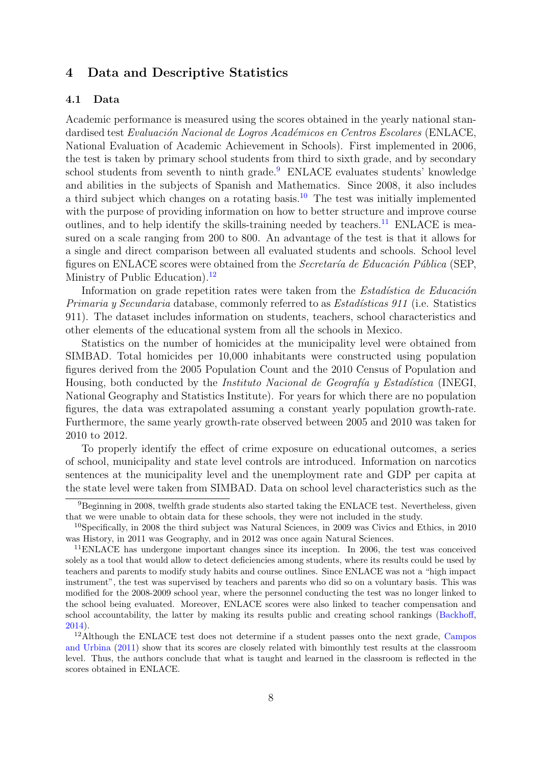## 4 Data and Descriptive Statistics

### 4.1 Data

Academic performance is measured using the scores obtained in the yearly national standardised test *Evaluación Nacional de Logros Académicos en Centros Escolares* (ENLACE, National Evaluation of Academic Achievement in Schools). First implemented in 2006, the test is taken by primary school students from third to sixth grade, and by secondary school students from seventh to ninth grade.[9] ENLACE evaluates students' knowledge and abilities in the subjects of Spanish and Mathematics. Since 2008, it also includes a third subject which changes on a rotating basis.[10] The test was initially implemented with the purpose of providing information on how to better structure and improve course outlines, and to help identify the skills-training needed by teachers.[11] ENLACE is measured on a scale ranging from 200 to 800. An advantage of the test is that it allows for a single and direct comparison between all evaluated students and schools. School level figures on ENLACE scores were obtained from the *Secretaría de Educación Pública* (SEP, Ministry of Public Education).[12]

Information on grade repetition rates were taken from the *Estadística de Educación Primaria y Secundaria* database, commonly referred to as *Estadísticas 911* (i.e. Statistics 911). The dataset includes information on students, teachers, school characteristics and other elements of the educational system from all the schools in Mexico.

Statistics on the number of homicides at the municipality level were obtained from SIMBAD. Total homicides per 10,000 inhabitants were constructed using population figures derived from the 2005 Population Count and the 2010 Census of Population and Housing, both conducted by the *Instituto Nacional de Geografía y Estadística* (INEGI, National Geography and Statistics Institute). For years for which there are no population figures, the data was extrapolated assuming a constant yearly population growth-rate. Furthermore, the same yearly growth-rate observed between 2005 and 2010 was taken for 2010 to 2012.

To properly identify the effect of crime exposure on educational outcomes, a series of school, municipality and state level controls are introduced. Information on narcotics sentences at the municipality level and the unemployment rate and GDP per capita at the state level were taken from SIMBAD. Data on school level characteristics such as the

---

[9] Beginning in 2008, twelfth grade students also started taking the ENLACE test. Nevertheless, given that we were unable to obtain data for these schools, they were not included in the study.

[10] Specifically, in 2008 the third subject was Natural Sciences, in 2009 was Civics and Ethics, in 2010 was History, in 2011 was Geography, and in 2012 was once again Natural Sciences.

[11] ENLACE has undergone important changes since its inception. In 2006, the test was conceived solely as a tool that would allow to detect deficiencies among students, where its results could be used by teachers and parents to modify study habits and course outlines. Since ENLACE was not a "high impact instrument", the test was supervised by teachers and parents who did so on a voluntary basis. This was modified for the 2008-2009 school year, where the personnel conducting the test was no longer linked to the school being evaluated. Moreover, ENLACE scores were also linked to teacher compensation and school accountability, the latter by making its results public and creating school rankings (Backhoff, 2014).

[12] Although the ENLACE test does not determine if a student passes onto the next grade, Campos and Urbina (2011) show that its scores are closely related with bimonthly test results at the classroom level. Thus, the authors conclude that what is taught and learned in the classroom is reflected in the scores obtained in ENLACE.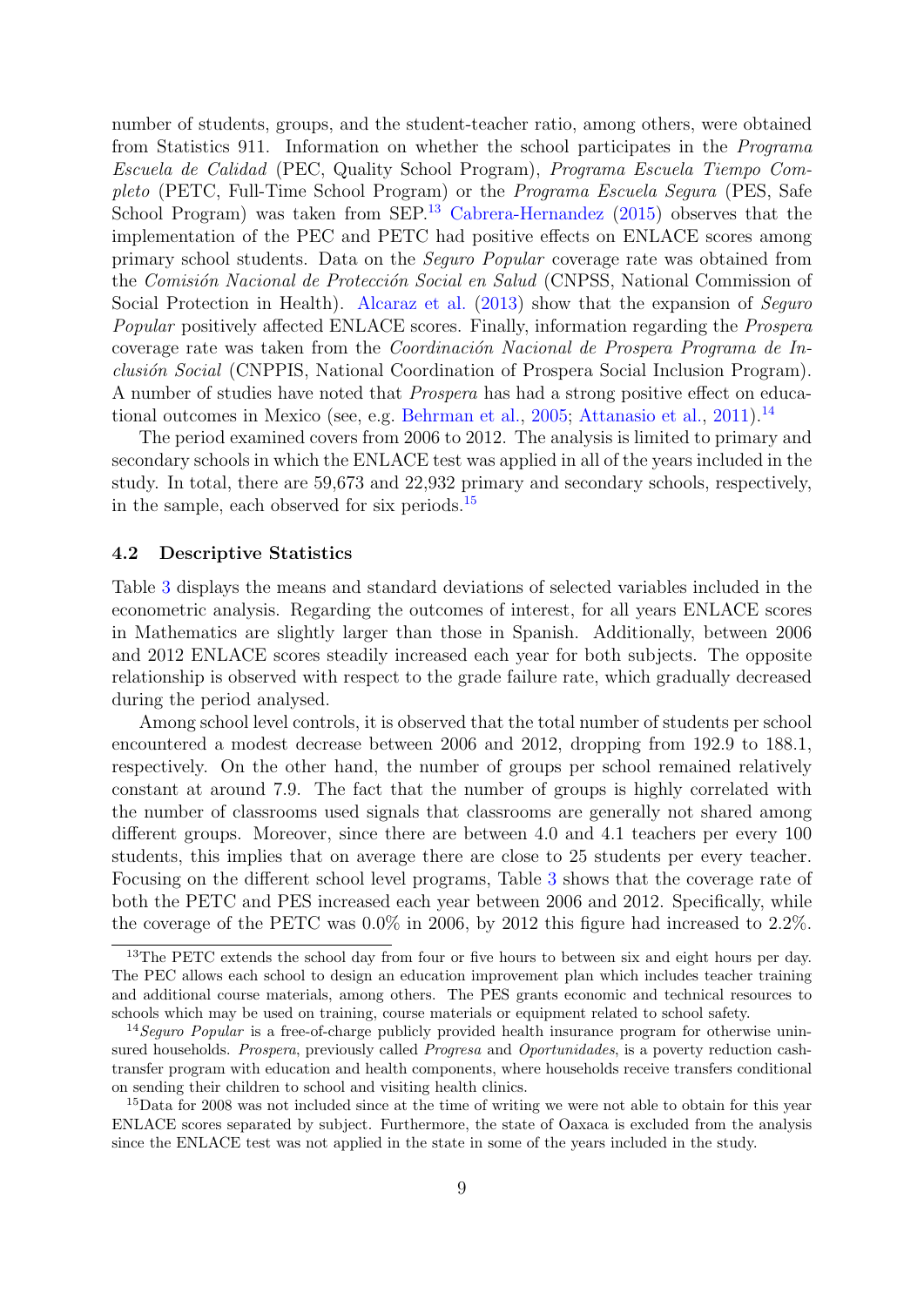number of students, groups, and the student-teacher ratio, among others, were obtained from Statistics 911. Information on whether the school participates in the *Programa Escuela de Calidad* (PEC, Quality School Program), *Programa Escuela Tiempo Completo* (PETC, Full-Time School Program) or the *Programa Escuela Segura* (PES, Safe School Program) was taken from SEP.[13] Cabrera-Hernandez (2015) observes that the implementation of the PEC and PETC had positive effects on ENLACE scores among primary school students. Data on the *Seguro Popular* coverage rate was obtained from the *Comisión Nacional de Protección Social en Salud* (CNPSS, National Commission of Social Protection in Health). Alcaraz et al. (2013) show that the expansion of *Seguro Popular* positively affected ENLACE scores. Finally, information regarding the *Prospera* coverage rate was taken from the *Coordinación Nacional de Prospera Programa de Inclusión Social* (CNPPIS, National Coordination of Prospera Social Inclusion Program). A number of studies have noted that *Prospera* has had a strong positive effect on educational outcomes in Mexico (see, e.g. Behrman et al., 2005; Attanasio et al., 2011).[14]

The period examined covers from 2006 to 2012. The analysis is limited to primary and secondary schools in which the ENLACE test was applied in all of the years included in the study. In total, there are 59,673 and 22,932 primary and secondary schools, respectively, in the sample, each observed for six periods.[15]

### 4.2 Descriptive Statistics

Table 3 displays the means and standard deviations of selected variables included in the econometric analysis. Regarding the outcomes of interest, for all years ENLACE scores in Mathematics are slightly larger than those in Spanish. Additionally, between 2006 and 2012 ENLACE scores steadily increased each year for both subjects. The opposite relationship is observed with respect to the grade failure rate, which gradually decreased during the period analysed.

Among school level controls, it is observed that the total number of students per school encountered a modest decrease between 2006 and 2012, dropping from 192.9 to 188.1, respectively. On the other hand, the number of groups per school remained relatively constant at around 7.9. The fact that the number of groups is highly correlated with the number of classrooms used signals that classrooms are generally not shared among different groups. Moreover, since there are between 4.0 and 4.1 teachers per every 100 students, this implies that on average there are close to 25 students per every teacher. Focusing on the different school level programs, Table 3 shows that the coverage rate of both the PETC and PES increased each year between 2006 and 2012. Specifically, while the coverage of the PETC was 0.0% in 2006, by 2012 this figure had increased to 2.2%.

---

[13] The PETC extends the school day from four or five hours to between six and eight hours per day. The PEC allows each school to design an education improvement plan which includes teacher training and additional course materials, among others. The PES grants economic and technical resources to schools which may be used on training, course materials or equipment related to school safety.

[14] *Seguro Popular* is a free-of-charge publicly provided health insurance program for otherwise uninsured households. *Prospera*, previously called *Progresa* and *Oportunidades*, is a poverty reduction cash-transfer program with education and health components, where households receive transfers conditional on sending their children to school and visiting health clinics.

[15] Data for 2008 was not included since at the time of writing we were not able to obtain for this year ENLACE scores separated by subject. Furthermore, the state of Oaxaca is excluded from the analysis since the ENLACE test was not applied in the state in some of the years included in the study.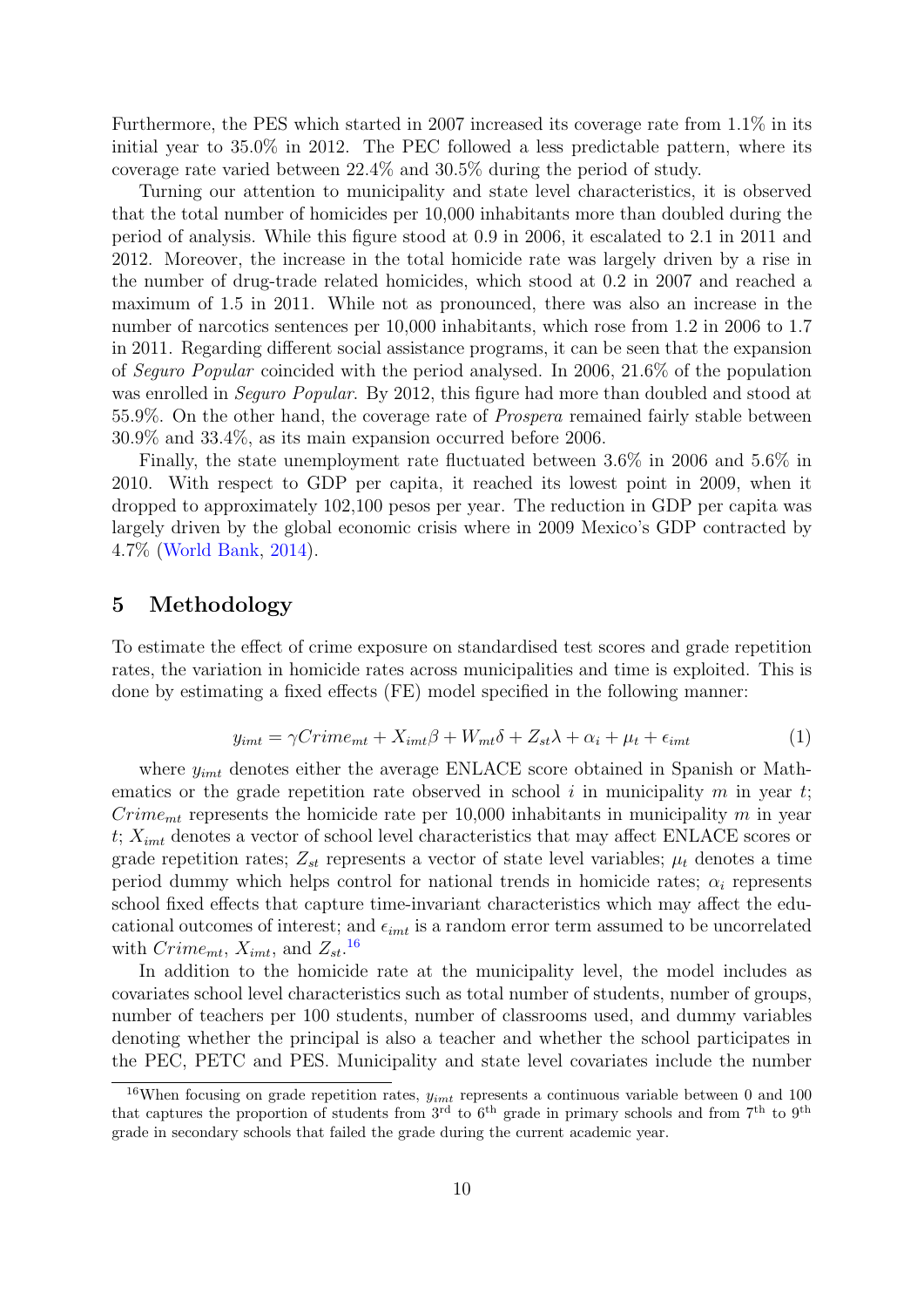Furthermore, the PES which started in 2007 increased its coverage rate from 1.1% in its initial year to 35.0% in 2012. The PEC followed a less predictable pattern, where its coverage rate varied between 22.4% and 30.5% during the period of study.

Turning our attention to municipality and state level characteristics, it is observed that the total number of homicides per 10,000 inhabitants more than doubled during the period of analysis. While this figure stood at 0.9 in 2006, it escalated to 2.1 in 2011 and 2012. Moreover, the increase in the total homicide rate was largely driven by a rise in the number of drug-trade related homicides, which stood at 0.2 in 2007 and reached a maximum of 1.5 in 2011. While not as pronounced, there was also an increase in the number of narcotics sentences per 10,000 inhabitants, which rose from 1.2 in 2006 to 1.7 in 2011. Regarding different social assistance programs, it can be seen that the expansion of *Seguro Popular* coincided with the period analysed. In 2006, 21.6% of the population was enrolled in *Seguro Popular*. By 2012, this figure had more than doubled and stood at 55.9%. On the other hand, the coverage rate of *Prospera* remained fairly stable between 30.9% and 33.4%, as its main expansion occurred before 2006.

Finally, the state unemployment rate fluctuated between 3.6% in 2006 and 5.6% in 2010. With respect to GDP per capita, it reached its lowest point in 2009, when it dropped to approximately 102,100 pesos per year. The reduction in GDP per capita was largely driven by the global economic crisis where in 2009 Mexico's GDP contracted by 4.7% (World Bank, 2014).

## 5 Methodology

To estimate the effect of crime exposure on standardised test scores and grade repetition rates, the variation in homicide rates across municipalities and time is exploited. This is done by estimating a fixed effects (FE) model specified in the following manner:

$$y_{imt} = \gamma Crime_{mt} + X_{imt}\beta + W_{mt}\delta + Z_{st}\lambda + \alpha_i + \mu_t + \epsilon_{imt} \tag{1}$$

where $y_{imt}$ denotes either the average ENLACE score obtained in Spanish or Mathematics or the grade repetition rate observed in school $i$ in municipality $m$ in year $t$; $Crime_{mt}$ represents the homicide rate per 10,000 inhabitants in municipality $m$ in year $t$; $X_{imt}$ denotes a vector of school level characteristics that may affect ENLACE scores or grade repetition rates; $Z_{st}$ represents a vector of state level variables; $\mu_t$ denotes a time period dummy which helps control for national trends in homicide rates; $\alpha_i$ represents school fixed effects that capture time-invariant characteristics which may affect the educational outcomes of interest; and $\epsilon_{imt}$ is a random error term assumed to be uncorrelated with $Crime_{mt}$, $X_{imt}$, and $Z_{st}$.[16]

In addition to the homicide rate at the municipality level, the model includes as covariates school level characteristics such as total number of students, number of groups, number of teachers per 100 students, number of classrooms used, and dummy variables denoting whether the principal is also a teacher and whether the school participates in the PEC, PETC and PES. Municipality and state level covariates include the number

[16] When focusing on grade repetition rates, $y_{imt}$ represents a continuous variable between 0 and 100 that captures the proportion of students from 3rd to 6th grade in primary schools and from 7th to 9th grade in secondary schools that failed the grade during the current academic year.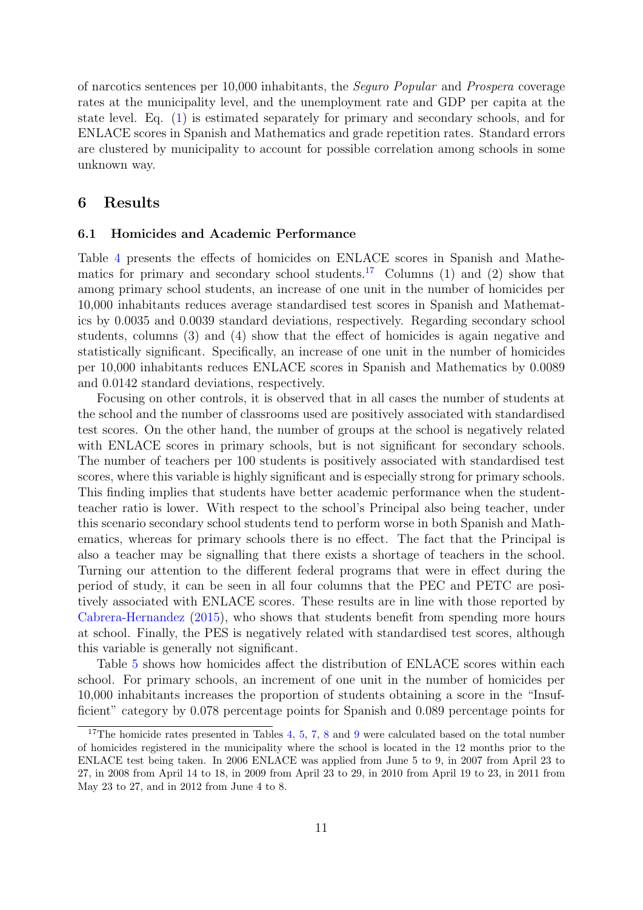of narcotics sentences per 10,000 inhabitants, the *Seguro Popular* and *Prospera* coverage rates at the municipality level, and the unemployment rate and GDP per capita at the state level. Eq. (1) is estimated separately for primary and secondary schools, and for ENLACE scores in Spanish and Mathematics and grade repetition rates. Standard errors are clustered by municipality to account for possible correlation among schools in some unknown way.

## 6 Results

### 6.1 Homicides and Academic Performance

Table 4 presents the effects of homicides on ENLACE scores in Spanish and Mathematics for primary and secondary school students.[17] Columns (1) and (2) show that among primary school students, an increase of one unit in the number of homicides per 10,000 inhabitants reduces average standardised test scores in Spanish and Mathematics by 0.0035 and 0.0039 standard deviations, respectively. Regarding secondary school students, columns (3) and (4) show that the effect of homicides is again negative and statistically significant. Specifically, an increase of one unit in the number of homicides per 10,000 inhabitants reduces ENLACE scores in Spanish and Mathematics by 0.0089 and 0.0142 standard deviations, respectively.

Focusing on other controls, it is observed that in all cases the number of students at the school and the number of classrooms used are positively associated with standardised test scores. On the other hand, the number of groups at the school is negatively related with ENLACE scores in primary schools, but is not significant for secondary schools. The number of teachers per 100 students is positively associated with standardised test scores, where this variable is highly significant and is especially strong for primary schools. This finding implies that students have better academic performance when the student-teacher ratio is lower. With respect to the school's Principal also being teacher, under this scenario secondary school students tend to perform worse in both Spanish and Mathematics, whereas for primary schools there is no effect. The fact that the Principal is also a teacher may be signalling that there exists a shortage of teachers in the school. Turning our attention to the different federal programs that were in effect during the period of study, it can be seen in all four columns that the PEC and PETC are positively associated with ENLACE scores. These results are in line with those reported by Cabrera-Hernandez (2015), who shows that students benefit from spending more hours at school. Finally, the PES is negatively related with standardised test scores, although this variable is generally not significant.

Table 5 shows how homicides affect the distribution of ENLACE scores within each school. For primary schools, an increment of one unit in the number of homicides per 10,000 inhabitants increases the proportion of students obtaining a score in the "Insufficient" category by 0.078 percentage points for Spanish and 0.089 percentage points for

[17] The homicide rates presented in Tables 4, 5, 7, 8 and 9 were calculated based on the total number of homicides registered in the municipality where the school is located in the 12 months prior to the ENLACE test being taken. In 2006 ENLACE was applied from June 5 to 9, in 2007 from April 23 to 27, in 2008 from April 14 to 18, in 2009 from April 23 to 29, in 2010 from April 19 to 23, in 2011 from May 23 to 27, and in 2012 from June 4 to 8.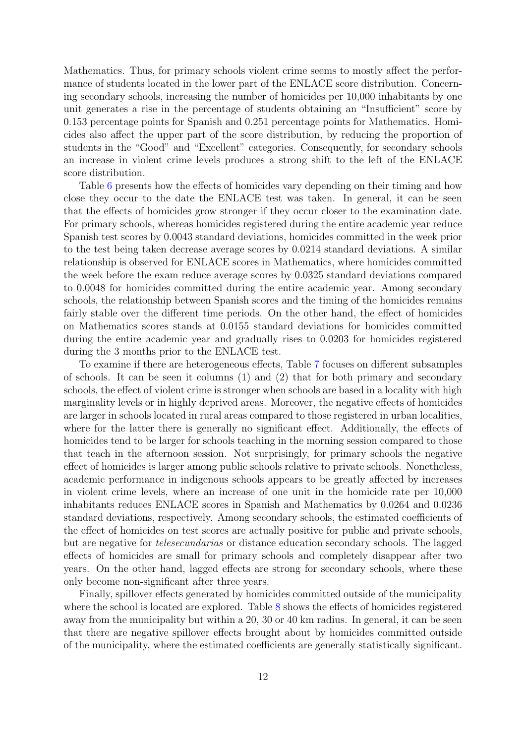Mathematics. Thus, for primary schools violent crime seems to mostly affect the performance of students located in the lower part of the ENLACE score distribution. Concerning secondary schools, increasing the number of homicides per 10,000 inhabitants by one unit generates a rise in the percentage of students obtaining an "Insufficient" score by 0.153 percentage points for Spanish and 0.251 percentage points for Mathematics. Homicides also affect the upper part of the score distribution, by reducing the proportion of students in the "Good" and "Excellent" categories. Consequently, for secondary schools an increase in violent crime levels produces a strong shift to the left of the ENLACE score distribution.

Table 6 presents how the effects of homicides vary depending on their timing and how close they occur to the date the ENLACE test was taken. In general, it can be seen that the effects of homicides grow stronger if they occur closer to the examination date. For primary schools, whereas homicides registered during the entire academic year reduce Spanish test scores by 0.0043 standard deviations, homicides committed in the week prior to the test being taken decrease average scores by 0.0214 standard deviations. A similar relationship is observed for ENLACE scores in Mathematics, where homicides committed the week before the exam reduce average scores by 0.0325 standard deviations compared to 0.0048 for homicides committed during the entire academic year. Among secondary schools, the relationship between Spanish scores and the timing of the homicides remains fairly stable over the different time periods. On the other hand, the effect of homicides on Mathematics scores stands at 0.0155 standard deviations for homicides committed during the entire academic year and gradually rises to 0.0203 for homicides registered during the 3 months prior to the ENLACE test.

To examine if there are heterogeneous effects, Table 7 focuses on different subsamples of schools. It can be seen it columns (1) and (2) that for both primary and secondary schools, the effect of violent crime is stronger when schools are based in a locality with high marginality levels or in highly deprived areas. Moreover, the negative effects of homicides are larger in schools located in rural areas compared to those registered in urban localities, where for the latter there is generally no significant effect. Additionally, the effects of homicides tend to be larger for schools teaching in the morning session compared to those that teach in the afternoon session. Not surprisingly, for primary schools the negative effect of homicides is larger among public schools relative to private schools. Nonetheless, academic performance in indigenous schools appears to be greatly affected by increases in violent crime levels, where an increase of one unit in the homicide rate per 10,000 inhabitants reduces ENLACE scores in Spanish and Mathematics by 0.0264 and 0.0236 standard deviations, respectively. Among secondary schools, the estimated coefficients of the effect of homicides on test scores are actually positive for public and private schools, but are negative for *telesecundarias* or distance education secondary schools. The lagged effects of homicides are small for primary schools and completely disappear after two years. On the other hand, lagged effects are strong for secondary schools, where these only become non-significant after three years.

Finally, spillover effects generated by homicides committed outside of the municipality where the school is located are explored. Table 8 shows the effects of homicides registered away from the municipality but within a 20, 30 or 40 km radius. In general, it can be seen that there are negative spillover effects brought about by homicides committed outside of the municipality, where the estimated coefficients are generally statistically significant.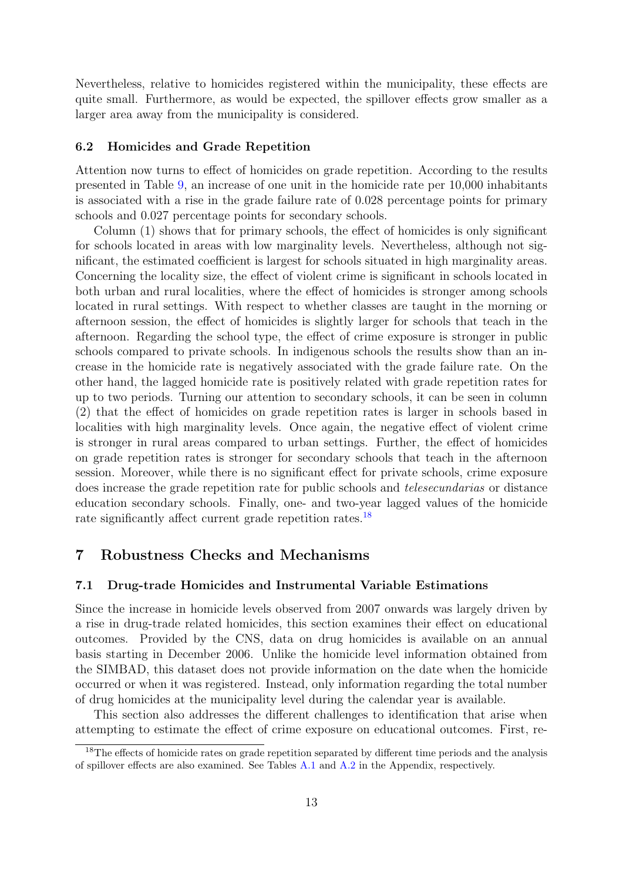Nevertheless, relative to homicides registered within the municipality, these effects are quite small. Furthermore, as would be expected, the spillover effects grow smaller as a larger area away from the municipality is considered.

### 6.2 Homicides and Grade Repetition

Attention now turns to effect of homicides on grade repetition. According to the results presented in Table 9, an increase of one unit in the homicide rate per 10,000 inhabitants is associated with a rise in the grade failure rate of 0.028 percentage points for primary schools and 0.027 percentage points for secondary schools.

Column (1) shows that for primary schools, the effect of homicides is only significant for schools located in areas with low marginality levels. Nevertheless, although not significant, the estimated coefficient is largest for schools situated in high marginality areas. Concerning the locality size, the effect of violent crime is significant in schools located in both urban and rural localities, where the effect of homicides is stronger among schools located in rural settings. With respect to whether classes are taught in the morning or afternoon session, the effect of homicides is slightly larger for schools that teach in the afternoon. Regarding the school type, the effect of crime exposure is stronger in public schools compared to private schools. In indigenous schools the results show than an increase in the homicide rate is negatively associated with the grade failure rate. On the other hand, the lagged homicide rate is positively related with grade repetition rates for up to two periods. Turning our attention to secondary schools, it can be seen in column (2) that the effect of homicides on grade repetition rates is larger in schools based in localities with high marginality levels. Once again, the negative effect of violent crime is stronger in rural areas compared to urban settings. Further, the effect of homicides on grade repetition rates is stronger for secondary schools that teach in the afternoon session. Moreover, while there is no significant effect for private schools, crime exposure does increase the grade repetition rate for public schools and *telesecundarias* or distance education secondary schools. Finally, one- and two-year lagged values of the homicide rate significantly affect current grade repetition rates.[18]

## 7 Robustness Checks and Mechanisms

### 7.1 Drug-trade Homicides and Instrumental Variable Estimations

Since the increase in homicide levels observed from 2007 onwards was largely driven by a rise in drug-trade related homicides, this section examines their effect on educational outcomes. Provided by the CNS, data on drug homicides is available on an annual basis starting in December 2006. Unlike the homicide level information obtained from the SIMBAD, this dataset does not provide information on the date when the homicide occurred or when it was registered. Instead, only information regarding the total number of drug homicides at the municipality level during the calendar year is available.

This section also addresses the different challenges to identification that arise when attempting to estimate the effect of crime exposure on educational outcomes. First, re-

[18] The effects of homicide rates on grade repetition separated by different time periods and the analysis of spillover effects are also examined. See Tables A.1 and A.2 in the Appendix, respectively.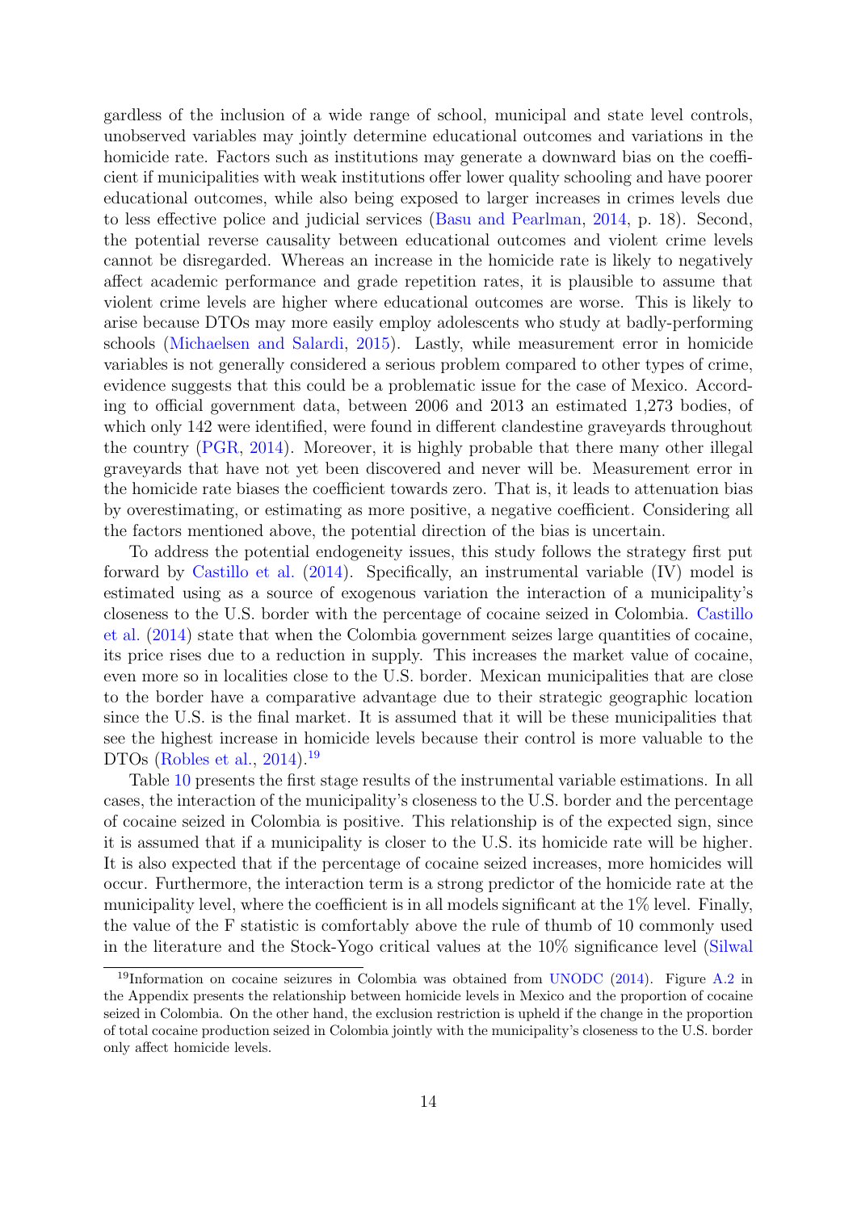gardless of the inclusion of a wide range of school, municipal and state level controls, unobserved variables may jointly determine educational outcomes and variations in the homicide rate. Factors such as institutions may generate a downward bias on the coefficient if municipalities with weak institutions offer lower quality schooling and have poorer educational outcomes, while also being exposed to larger increases in crimes levels due to less effective police and judicial services (Basu and Pearlman, 2014, p. 18). Second, the potential reverse causality between educational outcomes and violent crime levels cannot be disregarded. Whereas an increase in the homicide rate is likely to negatively affect academic performance and grade repetition rates, it is plausible to assume that violent crime levels are higher where educational outcomes are worse. This is likely to arise because DTOs may more easily employ adolescents who study at badly-performing schools (Michaelsen and Salardi, 2015). Lastly, while measurement error in homicide variables is not generally considered a serious problem compared to other types of crime, evidence suggests that this could be a problematic issue for the case of Mexico. According to official government data, between 2006 and 2013 an estimated 1,273 bodies, of which only 142 were identified, were found in different clandestine graveyards throughout the country (PGR, 2014). Moreover, it is highly probable that there many other illegal graveyards that have not yet been discovered and never will be. Measurement error in the homicide rate biases the coefficient towards zero. That is, it leads to attenuation bias by overestimating, or estimating as more positive, a negative coefficient. Considering all the factors mentioned above, the potential direction of the bias is uncertain.

To address the potential endogeneity issues, this study follows the strategy first put forward by Castillo et al. (2014). Specifically, an instrumental variable (IV) model is estimated using as a source of exogenous variation the interaction of a municipality's closeness to the U.S. border with the percentage of cocaine seized in Colombia. Castillo et al. (2014) state that when the Colombia government seizes large quantities of cocaine, its price rises due to a reduction in supply. This increases the market value of cocaine, even more so in localities close to the U.S. border. Mexican municipalities that are close to the border have a comparative advantage due to their strategic geographic location since the U.S. is the final market. It is assumed that it will be these municipalities that see the highest increase in homicide levels because their control is more valuable to the DTOs (Robles et al., 2014).[19]

Table 10 presents the first stage results of the instrumental variable estimations. In all cases, the interaction of the municipality's closeness to the U.S. border and the percentage of cocaine seized in Colombia is positive. This relationship is of the expected sign, since it is assumed that if a municipality is closer to the U.S. its homicide rate will be higher. It is also expected that if the percentage of cocaine seized increases, more homicides will occur. Furthermore, the interaction term is a strong predictor of the homicide rate at the municipality level, where the coefficient is in all models significant at the 1% level. Finally, the value of the F statistic is comfortably above the rule of thumb of 10 commonly used in the literature and the Stock-Yogo critical values at the 10% significance level (Silwal

[19] Information on cocaine seizures in Colombia was obtained from UNODC (2014). Figure A.2 in the Appendix presents the relationship between homicide levels in Mexico and the proportion of cocaine seized in Colombia. On the other hand, the exclusion restriction is upheld if the change in the proportion of total cocaine production seized in Colombia jointly with the municipality's closeness to the U.S. border only affect homicide levels.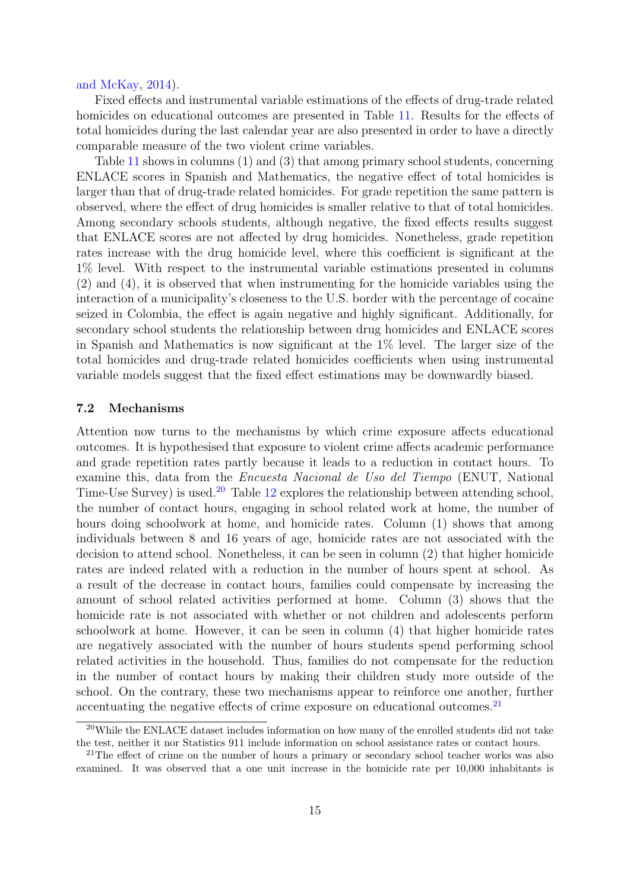and McKay, 2014).

Fixed effects and instrumental variable estimations of the effects of drug-trade related homicides on educational outcomes are presented in Table 11. Results for the effects of total homicides during the last calendar year are also presented in order to have a directly comparable measure of the two violent crime variables.

Table 11 shows in columns (1) and (3) that among primary school students, concerning ENLACE scores in Spanish and Mathematics, the negative effect of total homicides is larger than that of drug-trade related homicides. For grade repetition the same pattern is observed, where the effect of drug homicides is smaller relative to that of total homicides. Among secondary schools students, although negative, the fixed effects results suggest that ENLACE scores are not affected by drug homicides. Nonetheless, grade repetition rates increase with the drug homicide level, where this coefficient is significant at the 1% level. With respect to the instrumental variable estimations presented in columns (2) and (4), it is observed that when instrumenting for the homicide variables using the interaction of a municipality's closeness to the U.S. border with the percentage of cocaine seized in Colombia, the effect is again negative and highly significant. Additionally, for secondary school students the relationship between drug homicides and ENLACE scores in Spanish and Mathematics is now significant at the 1% level. The larger size of the total homicides and drug-trade related homicides coefficients when using instrumental variable models suggest that the fixed effect estimations may be downwardly biased.

### 7.2 Mechanisms

Attention now turns to the mechanisms by which crime exposure affects educational outcomes. It is hypothesised that exposure to violent crime affects academic performance and grade repetition rates partly because it leads to a reduction in contact hours. To examine this, data from the *Encuesta Nacional de Uso del Tiempo* (ENUT, National Time-Use Survey) is used.[20] Table 12 explores the relationship between attending school, the number of contact hours, engaging in school related work at home, the number of hours doing schoolwork at home, and homicide rates. Column (1) shows that among individuals between 8 and 16 years of age, homicide rates are not associated with the decision to attend school. Nonetheless, it can be seen in column (2) that higher homicide rates are indeed related with a reduction in the number of hours spent at school. As a result of the decrease in contact hours, families could compensate by increasing the amount of school related activities performed at home. Column (3) shows that the homicide rate is not associated with whether or not children and adolescents perform schoolwork at home. However, it can be seen in column (4) that higher homicide rates are negatively associated with the number of hours students spend performing school related activities in the household. Thus, families do not compensate for the reduction in the number of contact hours by making their children study more outside of the school. On the contrary, these two mechanisms appear to reinforce one another, further accentuating the negative effects of crime exposure on educational outcomes.[21]

[20] While the ENLACE dataset includes information on how many of the enrolled students did not take the test, neither it nor Statistics 911 include information on school assistance rates or contact hours.

[21] The effect of crime on the number of hours a primary or secondary school teacher works was also examined. It was observed that a one unit increase in the homicide rate per 10,000 inhabitants is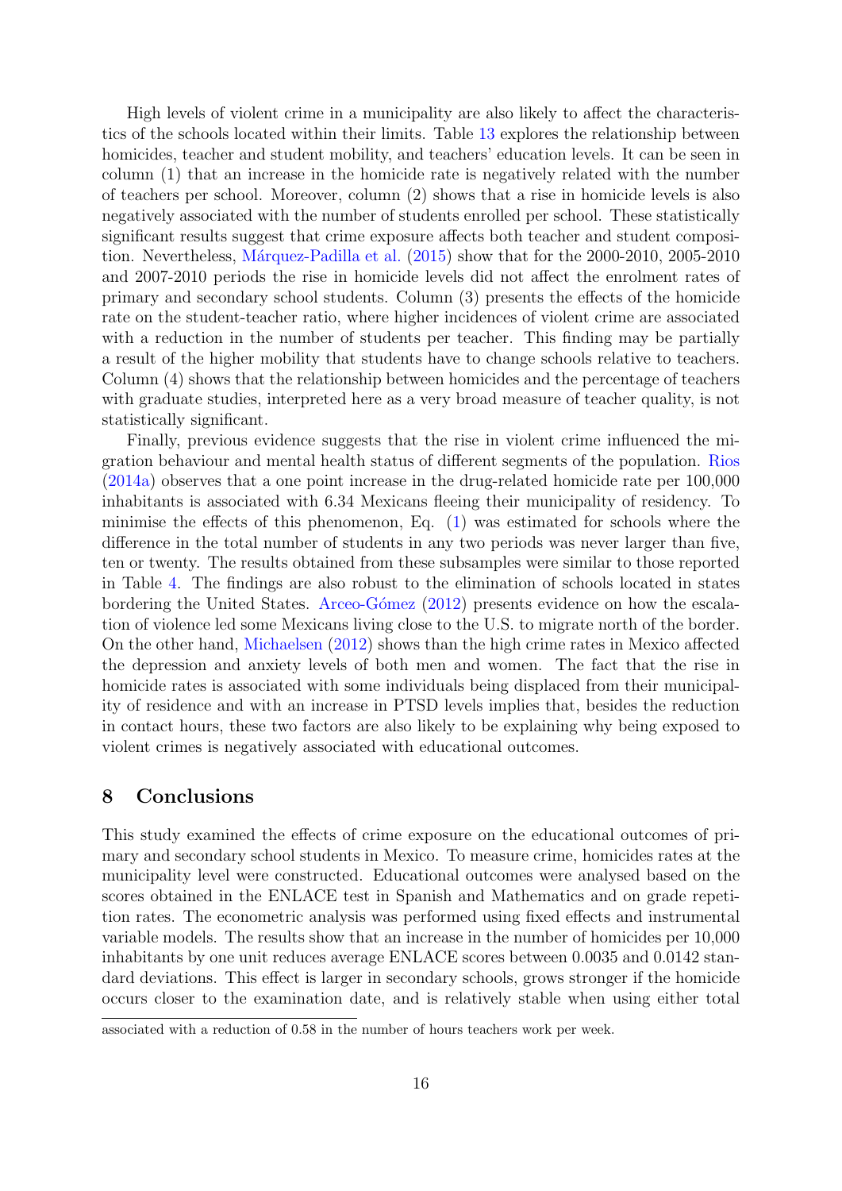High levels of violent crime in a municipality are also likely to affect the characteristics of the schools located within their limits. Table 13 explores the relationship between homicides, teacher and student mobility, and teachers' education levels. It can be seen in column (1) that an increase in the homicide rate is negatively related with the number of teachers per school. Moreover, column (2) shows that a rise in homicide levels is also negatively associated with the number of students enrolled per school. These statistically significant results suggest that crime exposure affects both teacher and student composition. Nevertheless, Márquez-Padilla et al. (2015) show that for the 2000-2010, 2005-2010 and 2007-2010 periods the rise in homicide levels did not affect the enrolment rates of primary and secondary school students. Column (3) presents the effects of the homicide rate on the student-teacher ratio, where higher incidences of violent crime are associated with a reduction in the number of students per teacher. This finding may be partially a result of the higher mobility that students have to change schools relative to teachers. Column (4) shows that the relationship between homicides and the percentage of teachers with graduate studies, interpreted here as a very broad measure of teacher quality, is not statistically significant.

Finally, previous evidence suggests that the rise in violent crime influenced the migration behaviour and mental health status of different segments of the population. Rios (2014a) observes that a one point increase in the drug-related homicide rate per 100,000 inhabitants is associated with 6.34 Mexicans fleeing their municipality of residency. To minimise the effects of this phenomenon, Eq. (1) was estimated for schools where the difference in the total number of students in any two periods was never larger than five, ten or twenty. The results obtained from these subsamples were similar to those reported in Table 4. The findings are also robust to the elimination of schools located in states bordering the United States. Arceo-Gómez (2012) presents evidence on how the escalation of violence led some Mexicans living close to the U.S. to migrate north of the border. On the other hand, Michaelsen (2012) shows than the high crime rates in Mexico affected the depression and anxiety levels of both men and women. The fact that the rise in homicide rates is associated with some individuals being displaced from their municipality of residence and with an increase in PTSD levels implies that, besides the reduction in contact hours, these two factors are also likely to be explaining why being exposed to violent crimes is negatively associated with educational outcomes.

## 8 Conclusions

This study examined the effects of crime exposure on the educational outcomes of primary and secondary school students in Mexico. To measure crime, homicides rates at the municipality level were constructed. Educational outcomes were analysed based on the scores obtained in the ENLACE test in Spanish and Mathematics and on grade repetition rates. The econometric analysis was performed using fixed effects and instrumental variable models. The results show that an increase in the number of homicides per 10,000 inhabitants by one unit reduces average ENLACE scores between 0.0035 and 0.0142 standard deviations. This effect is larger in secondary schools, grows stronger if the homicide occurs closer to the examination date, and is relatively stable when using either total

associated with a reduction of 0.58 in the number of hours teachers work per week.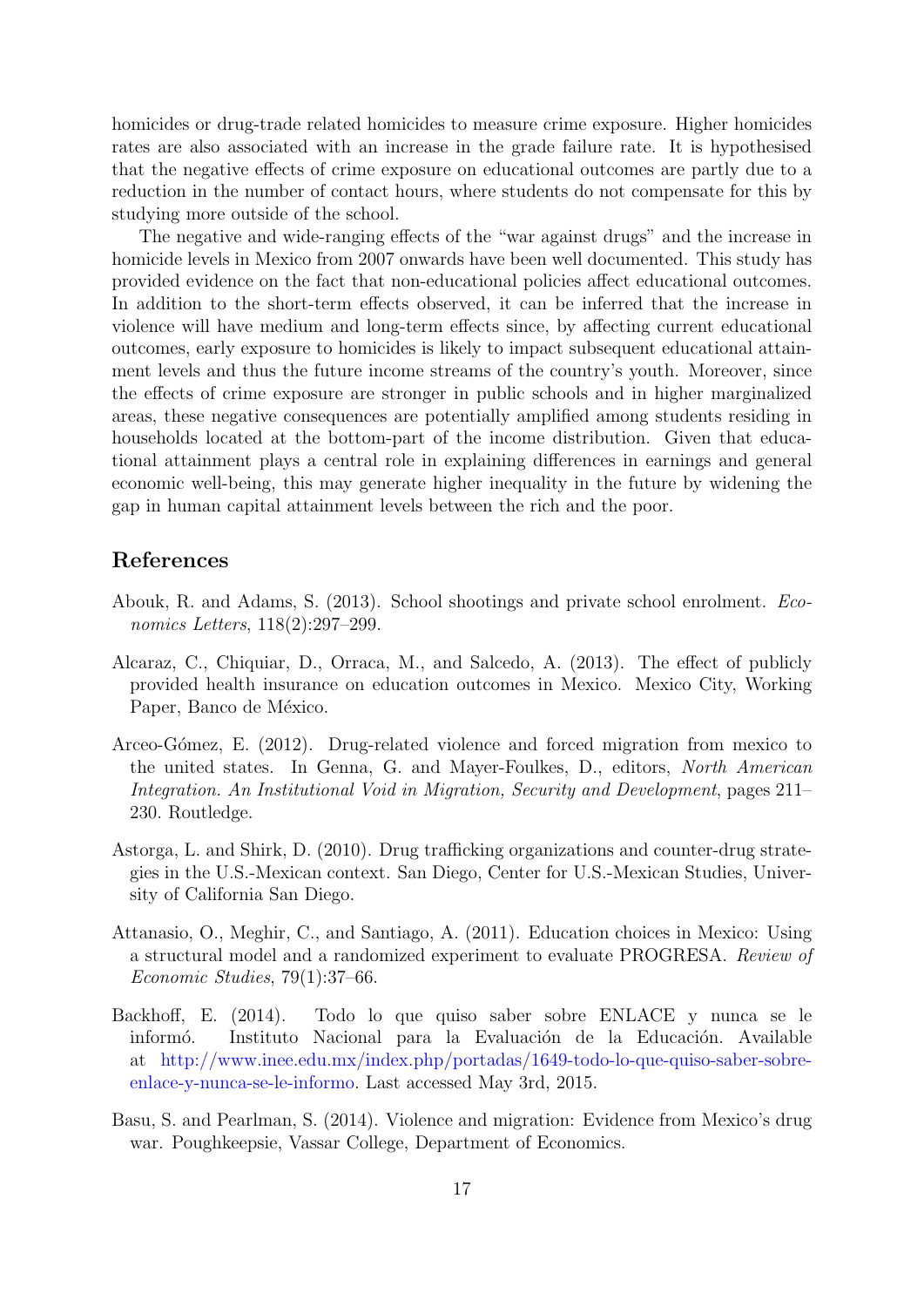homicides or drug-trade related homicides to measure crime exposure. Higher homicides rates are also associated with an increase in the grade failure rate. It is hypothesised that the negative effects of crime exposure on educational outcomes are partly due to a reduction in the number of contact hours, where students do not compensate for this by studying more outside of the school.

The negative and wide-ranging effects of the "war against drugs" and the increase in homicide levels in Mexico from 2007 onwards have been well documented. This study has provided evidence on the fact that non-educational policies affect educational outcomes. In addition to the short-term effects observed, it can be inferred that the increase in violence will have medium and long-term effects since, by affecting current educational outcomes, early exposure to homicides is likely to impact subsequent educational attainment levels and thus the future income streams of the country's youth. Moreover, since the effects of crime exposure are stronger in public schools and in higher marginalized areas, these negative consequences are potentially amplified among students residing in households located at the bottom-part of the income distribution. Given that educational attainment plays a central role in explaining differences in earnings and general economic well-being, this may generate higher inequality in the future by widening the gap in human capital attainment levels between the rich and the poor.

## References

Abouk, R. and Adams, S. (2013). School shootings and private school enrolment. *Economics Letters*, 118(2):297–299.

Alcaraz, C., Chiquiar, D., Orraca, M., and Salcedo, A. (2013). The effect of publicly provided health insurance on education outcomes in Mexico. Mexico City, Working Paper, Banco de México.

Arceo-Gómez, E. (2012). Drug-related violence and forced migration from mexico to the united states. In Genna, G. and Mayer-Foulkes, D., editors, *North American Integration. An Institutional Void in Migration, Security and Development*, pages 211–230. Routledge.

Astorga, L. and Shirk, D. (2010). Drug trafficking organizations and counter-drug strategies in the U.S.-Mexican context. San Diego, Center for U.S.-Mexican Studies, University of California San Diego.

Attanasio, O., Meghir, C., and Santiago, A. (2011). Education choices in Mexico: Using a structural model and a randomized experiment to evaluate PROGRESA. *Review of Economic Studies*, 79(1):37–66.

Backhoff, E. (2014). Todo lo que quiso saber sobre ENLACE y nunca se le informó. Instituto Nacional para la Evaluación de la Educación. Available at http://www.inee.edu.mx/index.php/portadas/1649-todo-lo-que-quiso-saber-sobre-enlace-y-nunca-se-le-informo. Last accessed May 3rd, 2015.

Basu, S. and Pearlman, S. (2014). Violence and migration: Evidence from Mexico's drug war. Poughkeepsie, Vassar College, Department of Economics.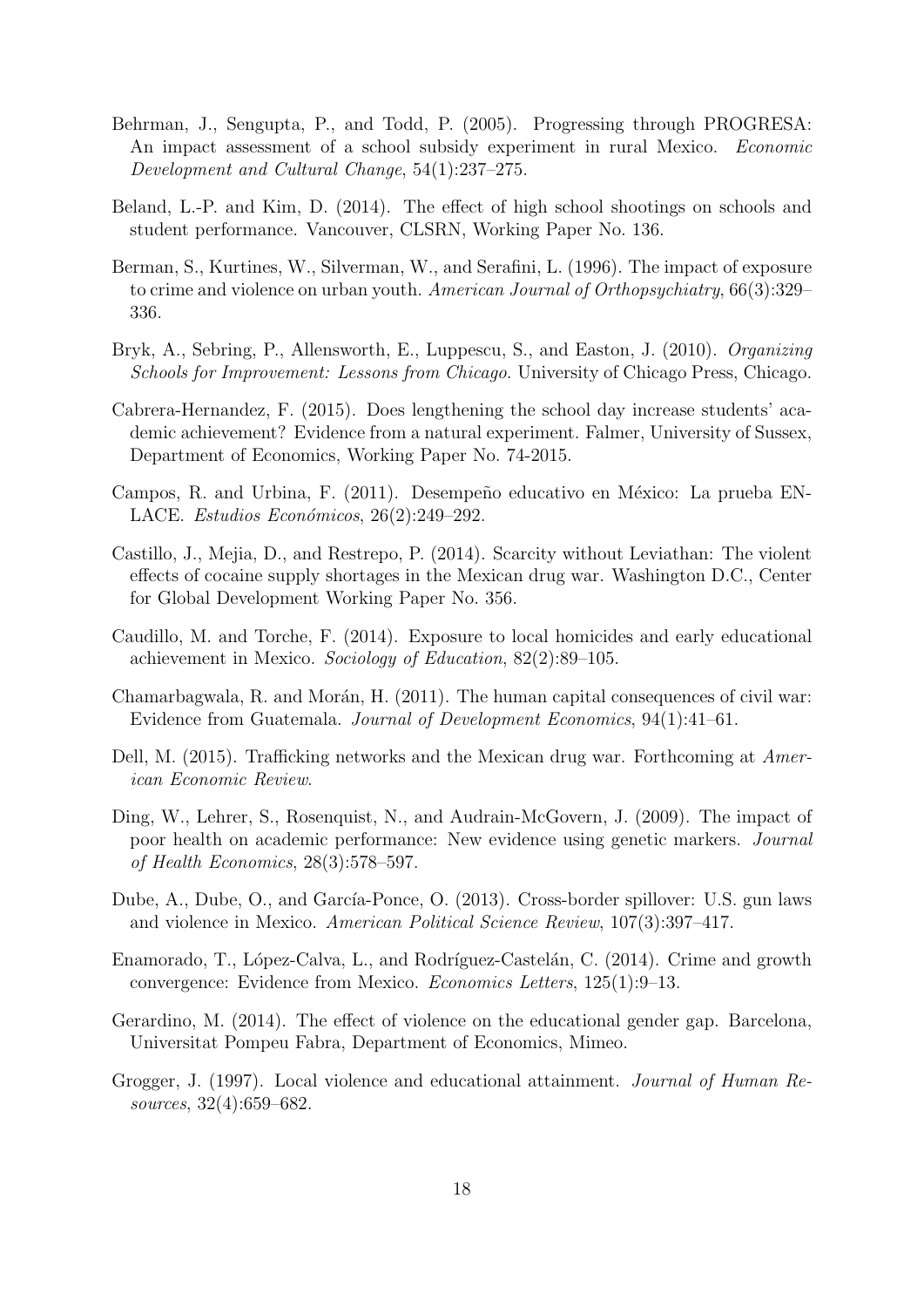Behrman, J., Sengupta, P., and Todd, P. (2005). Progressing through PROGRESA: An impact assessment of a school subsidy experiment in rural Mexico. *Economic Development and Cultural Change*, 54(1):237–275.

Beland, L.-P. and Kim, D. (2014). The effect of high school shootings on schools and student performance. Vancouver, CLSRN, Working Paper No. 136.

Berman, S., Kurtines, W., Silverman, W., and Serafini, L. (1996). The impact of exposure to crime and violence on urban youth. *American Journal of Orthopsychiatry*, 66(3):329–336.

Bryk, A., Sebring, P., Allensworth, E., Luppescu, S., and Easton, J. (2010). *Organizing Schools for Improvement: Lessons from Chicago*. University of Chicago Press, Chicago.

Cabrera-Hernandez, F. (2015). Does lengthening the school day increase students' academic achievement? Evidence from a natural experiment. Falmer, University of Sussex, Department of Economics, Working Paper No. 74-2015.

Campos, R. and Urbina, F. (2011). Desempeño educativo en México: La prueba ENLACE. *Estudios Económicos*, 26(2):249–292.

Castillo, J., Mejia, D., and Restrepo, P. (2014). Scarcity without Leviathan: The violent effects of cocaine supply shortages in the Mexican drug war. Washington D.C., Center for Global Development Working Paper No. 356.

Caudillo, M. and Torche, F. (2014). Exposure to local homicides and early educational achievement in Mexico. *Sociology of Education*, 82(2):89–105.

Chamarbagwala, R. and Morán, H. (2011). The human capital consequences of civil war: Evidence from Guatemala. *Journal of Development Economics*, 94(1):41–61.

Dell, M. (2015). Trafficking networks and the Mexican drug war. Forthcoming at *American Economic Review*.

Ding, W., Lehrer, S., Rosenquist, N., and Audrain-McGovern, J. (2009). The impact of poor health on academic performance: New evidence using genetic markers. *Journal of Health Economics*, 28(3):578–597.

Dube, A., Dube, O., and García-Ponce, O. (2013). Cross-border spillover: U.S. gun laws and violence in Mexico. *American Political Science Review*, 107(3):397–417.

Enamorado, T., López-Calva, L., and Rodríguez-Castelán, C. (2014). Crime and growth convergence: Evidence from Mexico. *Economics Letters*, 125(1):9–13.

Gerardino, M. (2014). The effect of violence on the educational gender gap. Barcelona, Universitat Pompeu Fabra, Department of Economics, Mimeo.

Grogger, J. (1997). Local violence and educational attainment. *Journal of Human Resources*, 32(4):659–682.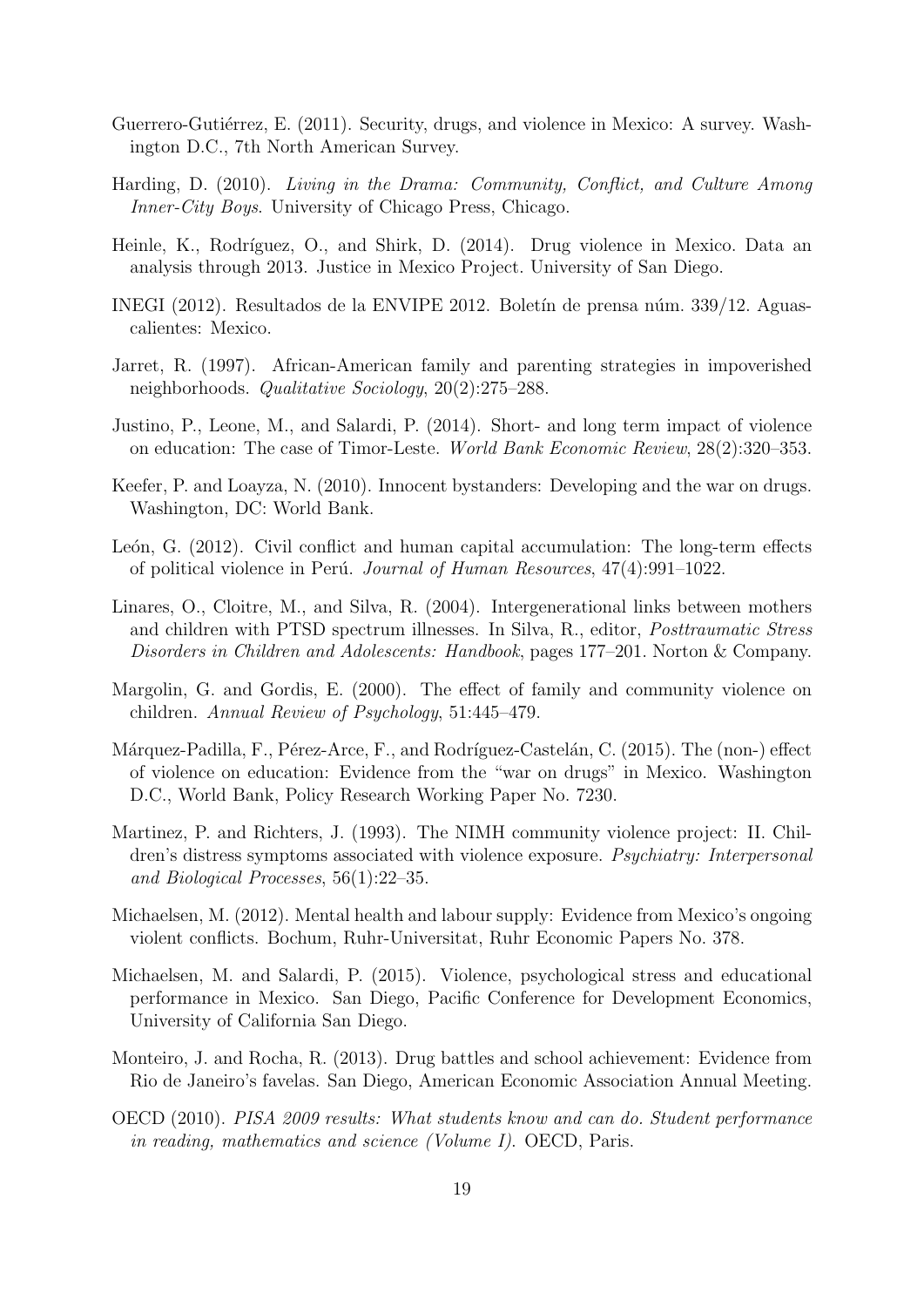Guerrero-Gutiérrez, E. (2011). Security, drugs, and violence in Mexico: A survey. Washington D.C., 7th North American Survey.

Harding, D. (2010). *Living in the Drama: Community, Conflict, and Culture Among Inner-City Boys*. University of Chicago Press, Chicago.

Heinle, K., Rodríguez, O., and Shirk, D. (2014). Drug violence in Mexico. Data an analysis through 2013. Justice in Mexico Project. University of San Diego.

INEGI (2012). Resultados de la ENVIPE 2012. Boletín de prensa núm. 339/12. Aguascalientes: Mexico.

Jarret, R. (1997). African-American family and parenting strategies in impoverished neighborhoods. *Qualitative Sociology*, 20(2):275–288.

Justino, P., Leone, M., and Salardi, P. (2014). Short- and long term impact of violence on education: The case of Timor-Leste. *World Bank Economic Review*, 28(2):320–353.

Keefer, P. and Loayza, N. (2010). Innocent bystanders: Developing and the war on drugs. Washington, DC: World Bank.

León, G. (2012). Civil conflict and human capital accumulation: The long-term effects of political violence in Perú. *Journal of Human Resources*, 47(4):991–1022.

Linares, O., Cloitre, M., and Silva, R. (2004). Intergenerational links between mothers and children with PTSD spectrum illnesses. In Silva, R., editor, *Posttraumatic Stress Disorders in Children and Adolescents: Handbook*, pages 177–201. Norton & Company.

Margolin, G. and Gordis, E. (2000). The effect of family and community violence on children. *Annual Review of Psychology*, 51:445–479.

Márquez-Padilla, F., Pérez-Arce, F., and Rodríguez-Castelán, C. (2015). The (non-) effect of violence on education: Evidence from the "war on drugs" in Mexico. Washington D.C., World Bank, Policy Research Working Paper No. 7230.

Martinez, P. and Richters, J. (1993). The NIMH community violence project: II. Children's distress symptoms associated with violence exposure. *Psychiatry: Interpersonal and Biological Processes*, 56(1):22–35.

Michaelsen, M. (2012). Mental health and labour supply: Evidence from Mexico's ongoing violent conflicts. Bochum, Ruhr-Universitat, Ruhr Economic Papers No. 378.

Michaelsen, M. and Salardi, P. (2015). Violence, psychological stress and educational performance in Mexico. San Diego, Pacific Conference for Development Economics, University of California San Diego.

Monteiro, J. and Rocha, R. (2013). Drug battles and school achievement: Evidence from Rio de Janeiro's favelas. San Diego, American Economic Association Annual Meeting.

OECD (2010). *PISA 2009 results: What students know and can do. Student performance in reading, mathematics and science (Volume I)*. OECD, Paris.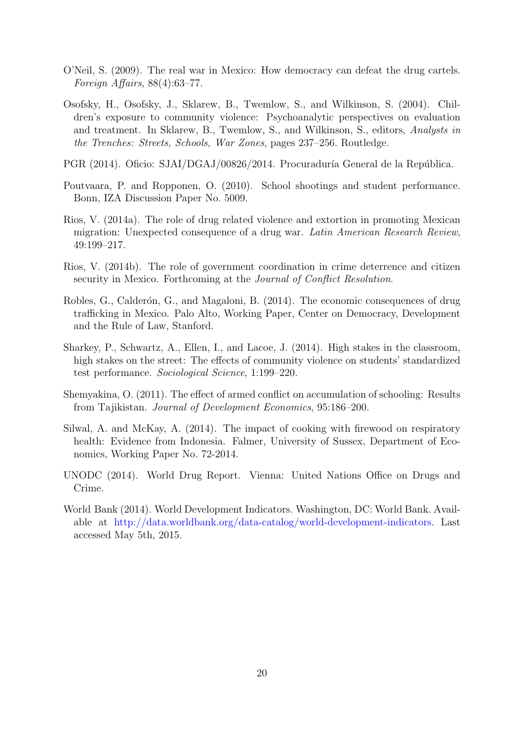O'Neil, S. (2009). The real war in Mexico: How democracy can defeat the drug cartels. *Foreign Affairs*, 88(4):63–77.

Osofsky, H., Osofsky, J., Sklarew, B., Twemlow, S., and Wilkinson, S. (2004). Children's exposure to community violence: Psychoanalytic perspectives on evaluation and treatment. In Sklarew, B., Twemlow, S., and Wilkinson, S., editors, *Analysts in the Trenches: Streets, Schools, War Zones*, pages 237–256. Routledge.

PGR (2014). Oficio: SJAI/DGAJ/00826/2014. Procuraduría General de la República.

Poutvaara, P. and Ropponen, O. (2010). School shootings and student performance. Bonn, IZA Discussion Paper No. 5009.

Rios, V. (2014a). The role of drug related violence and extortion in promoting Mexican migration: Unexpected consequence of a drug war. *Latin American Research Review*, 49:199–217.

Rios, V. (2014b). The role of government coordination in crime deterrence and citizen security in Mexico. Forthcoming at the *Journal of Conflict Resolution*.

Robles, G., Calderón, G., and Magaloni, B. (2014). The economic consequences of drug trafficking in Mexico. Palo Alto, Working Paper, Center on Democracy, Development and the Rule of Law, Stanford.

Sharkey, P., Schwartz, A., Ellen, I., and Lacoe, J. (2014). High stakes in the classroom, high stakes on the street: The effects of community violence on students' standardized test performance. *Sociological Science*, 1:199–220.

Shemyakina, O. (2011). The effect of armed conflict on accumulation of schooling: Results from Tajikistan. *Journal of Development Economics*, 95:186–200.

Silwal, A. and McKay, A. (2014). The impact of cooking with firewood on respiratory health: Evidence from Indonesia. Falmer, University of Sussex, Department of Economics, Working Paper No. 72-2014.

UNODC (2014). World Drug Report. Vienna: United Nations Office on Drugs and Crime.

World Bank (2014). World Development Indicators. Washington, DC: World Bank. Available at http://data.worldbank.org/data-catalog/world-development-indicators. Last accessed May 5th, 2015.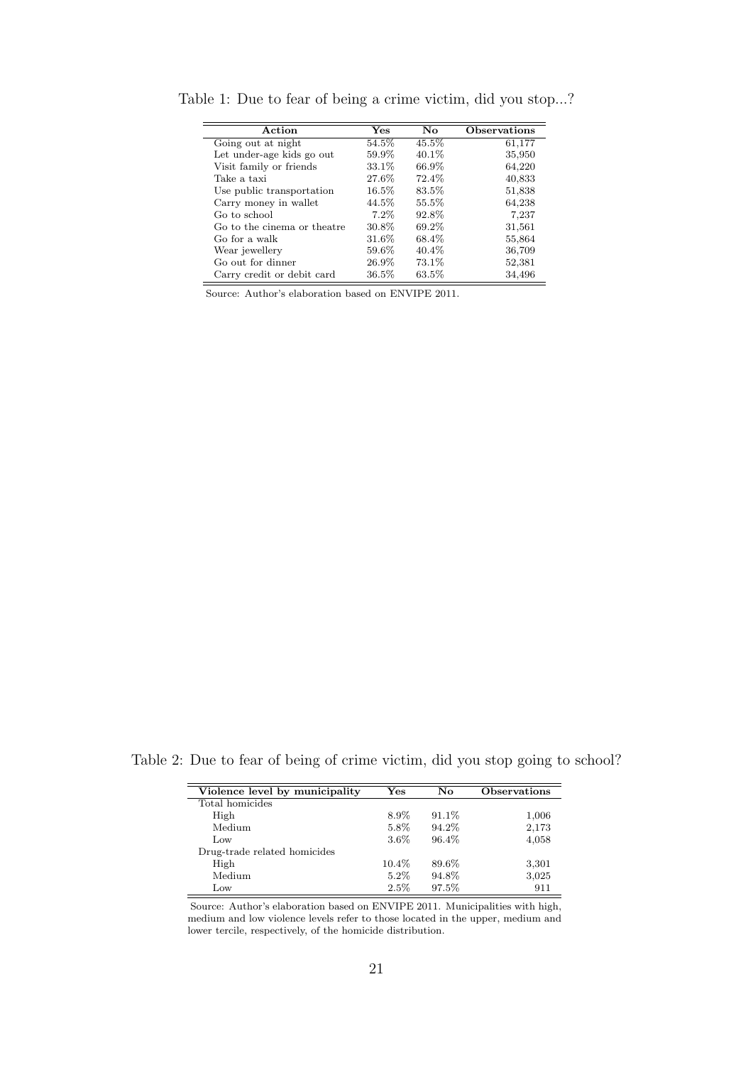Table 1: Due to fear of being a crime victim, did you stop...?

| Action | Yes | No | Observations |
|---|---|---|---|
| Going out at night | 54.5% | 45.5% | 61,177 |
| Let under-age kids go out | 59.9% | 40.1% | 35,950 |
| Visit family or friends | 33.1% | 66.9% | 64,220 |
| Take a taxi | 27.6% | 72.4% | 40,833 |
| Use public transportation | 16.5% | 83.5% | 51,838 |
| Carry money in wallet | 44.5% | 55.5% | 64,238 |
| Go to school | 7.2% | 92.8% | 7,237 |
| Go to the cinema or theatre | 30.8% | 69.2% | 31,561 |
| Go for a walk | 31.6% | 68.4% | 55,864 |
| Wear jewellery | 59.6% | 40.4% | 36,709 |
| Go out for dinner | 26.9% | 73.1% | 52,381 |
| Carry credit or debit card | 36.5% | 63.5% | 34,496 |

Source: Author's elaboration based on ENVIPE 2011.

Table 2: Due to fear of being of crime victim, did you stop going to school?

| Violence level by municipality | Yes | No | Observations |
|---|---|---|---|
| Total homicides | | | |
| High | 8.9% | 91.1% | 1,006 |
| Medium | 5.8% | 94.2% | 2,173 |
| Low | 3.6% | 96.4% | 4,058 |
| Drug-trade related homicides | | | |
| High | 10.4% | 89.6% | 3,301 |
| Medium | 5.2% | 94.8% | 3,025 |
| Low | 2.5% | 97.5% | 911 |

Source: Author's elaboration based on ENVIPE 2011. Municipalities with high, medium and low violence levels refer to those located in the upper, medium and lower tercile, respectively, of the homicide distribution.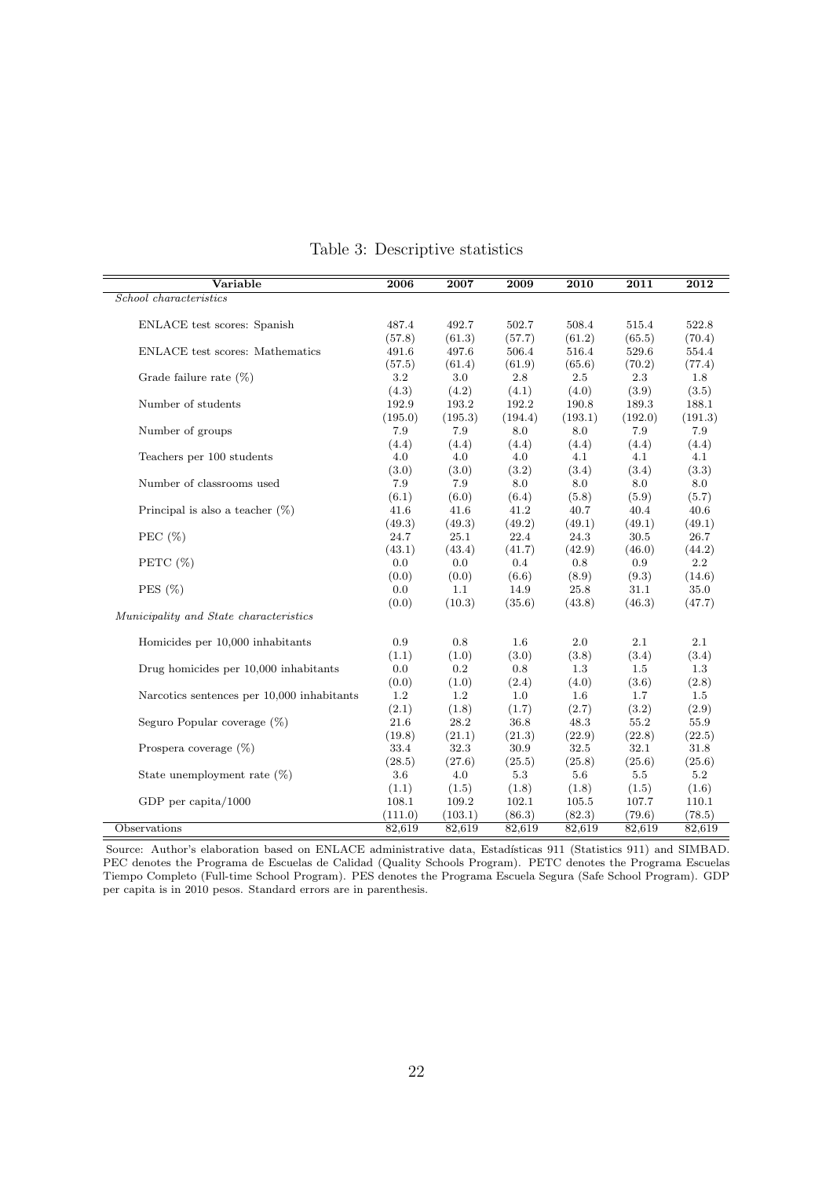Table 3: Descriptive statistics

| Variable | 2006 | 2007 | 2009 | 2010 | 2011 | 2012 |
|---|---|---|---|---|---|---|
| *School characteristics* | | | | | | |
| ENLACE test scores: Spanish | 487.4 | 492.7 | 502.7 | 508.4 | 515.4 | 522.8 |
| | (57.8) | (61.3) | (57.7) | (61.2) | (65.5) | (70.4) |
| ENLACE test scores: Mathematics | 491.6 | 497.6 | 506.4 | 516.4 | 529.6 | 554.4 |
| | (57.5) | (61.4) | (61.9) | (65.6) | (70.2) | (77.4) |
| Grade failure rate (%) | 3.2 | 3.0 | 2.8 | 2.5 | 2.3 | 1.8 |
| | (4.3) | (4.2) | (4.1) | (4.0) | (3.9) | (3.5) |
| Number of students | 192.9 | 193.2 | 192.2 | 190.8 | 189.3 | 188.1 |
| | (195.0) | (195.3) | (194.4) | (193.1) | (192.0) | (191.3) |
| Number of groups | 7.9 | 7.9 | 8.0 | 8.0 | 7.9 | 7.9 |
| | (4.4) | (4.4) | (4.4) | (4.4) | (4.4) | (4.4) |
| Teachers per 100 students | 4.0 | 4.0 | 4.0 | 4.1 | 4.1 | 4.1 |
| | (3.0) | (3.0) | (3.2) | (3.4) | (3.4) | (3.3) |
| Number of classrooms used | 7.9 | 7.9 | 8.0 | 8.0 | 8.0 | 8.0 |
| | (6.1) | (6.0) | (6.4) | (5.8) | (5.9) | (5.7) |
| Principal is also a teacher (%) | 41.6 | 41.6 | 41.2 | 40.7 | 40.4 | 40.6 |
| | (49.3) | (49.3) | (49.2) | (49.1) | (49.1) | (49.1) |
| PEC (%) | 24.7 | 25.1 | 22.4 | 24.3 | 30.5 | 26.7 |
| | (43.1) | (43.4) | (41.7) | (42.9) | (46.0) | (44.2) |
| PETC (%) | 0.0 | 0.0 | 0.4 | 0.8 | 0.9 | 2.2 |
| | (0.0) | (0.0) | (6.6) | (8.9) | (9.3) | (14.6) |
| PES (%) | 0.0 | 1.1 | 14.9 | 25.8 | 31.1 | 35.0 |
| | (0.0) | (10.3) | (35.6) | (43.8) | (46.3) | (47.7) |
| *Municipality and State characteristics* | | | | | | |
| Homicides per 10,000 inhabitants | 0.9 | 0.8 | 1.6 | 2.0 | 2.1 | 2.1 |
| | (1.1) | (1.0) | (3.0) | (3.8) | (3.4) | (3.4) |
| Drug homicides per 10,000 inhabitants | 0.0 | 0.2 | 0.8 | 1.3 | 1.5 | 1.3 |
| | (0.0) | (1.0) | (2.4) | (4.0) | (3.6) | (2.8) |
| Narcotics sentences per 10,000 inhabitants | 1.2 | 1.2 | 1.0 | 1.6 | 1.7 | 1.5 |
| | (2.1) | (1.8) | (1.7) | (2.7) | (3.2) | (2.9) |
| Seguro Popular coverage (%) | 21.6 | 28.2 | 36.8 | 48.3 | 55.2 | 55.9 |
| | (19.8) | (21.1) | (21.3) | (22.9) | (22.8) | (22.5) |
| Prospera coverage (%) | 33.4 | 32.3 | 30.9 | 32.5 | 32.1 | 31.8 |
| | (28.5) | (27.6) | (25.5) | (25.8) | (25.6) | (25.6) |
| State unemployment rate (%) | 3.6 | 4.0 | 5.3 | 5.6 | 5.5 | 5.2 |
| | (1.1) | (1.5) | (1.8) | (1.8) | (1.5) | (1.6) |
| GDP per capita/1000 | 108.1 | 109.2 | 102.1 | 105.5 | 107.7 | 110.1 |
| | (111.0) | (103.1) | (86.3) | (82.3) | (79.6) | (78.5) |
| Observations | 82,619 | 82,619 | 82,619 | 82,619 | 82,619 | 82,619 |

Source: Author's elaboration based on ENLACE administrative data, Estadísticas 911 (Statistics 911) and SIMBAD. PEC denotes the Programa de Escuelas de Calidad (Quality Schools Program). PETC denotes the Programa Escuelas Tiempo Completo (Full-time School Program). PES denotes the Programa Escuela Segura (Safe School Program). GDP per capita is in 2010 pesos. Standard errors are in parenthesis.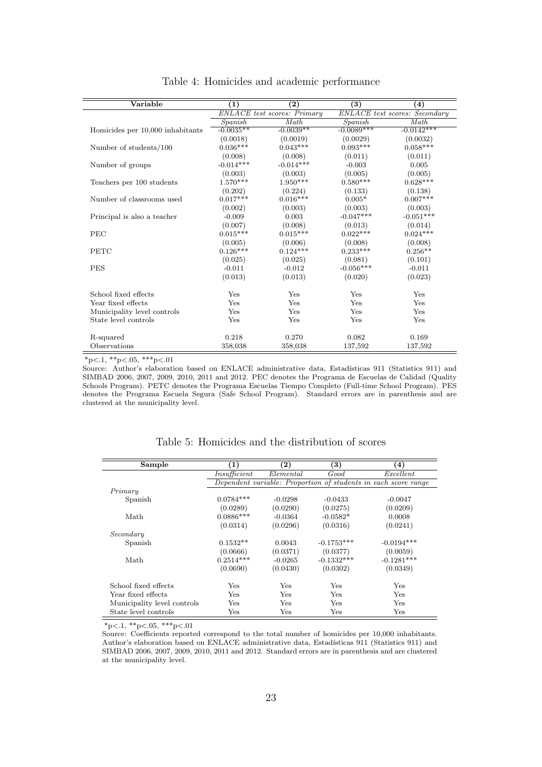Table 4: Homicides and academic performance

| Variable | (1) | (2) | (3) | (4) |
|---|---|---|---|---|
| | *ENLACE test scores: Primary* | | *ENLACE test scores: Secondary* | |
| | *Spanish* | *Math* | *Spanish* | *Math* |
| Homicides per 10,000 inhabitants | -0.0035** | -0.0039** | -0.0089*** | -0.0142*** |
| | (0.0018) | (0.0019) | (0.0029) | (0.0032) |
| Number of students/100 | 0.036*** | 0.043*** | 0.093*** | 0.058*** |
| | (0.008) | (0.008) | (0.011) | (0.011) |
| Number of groups | -0.014*** | -0.014*** | -0.003 | 0.005 |
| | (0.003) | (0.003) | (0.005) | (0.005) |
| Teachers per 100 students | 1.570*** | 1.950*** | 0.580*** | 0.628*** |
| | (0.202) | (0.224) | (0.133) | (0.138) |
| Number of classrooms used | 0.017*** | 0.016*** | 0.005* | 0.007*** |
| | (0.002) | (0.003) | (0.003) | (0.003) |
| Principal is also a teacher | -0.009 | 0.003 | -0.047*** | -0.051*** |
| | (0.007) | (0.008) | (0.013) | (0.014) |
| PEC | 0.015*** | 0.015*** | 0.022*** | 0.024*** |
| | (0.005) | (0.006) | (0.008) | (0.008) |
| PETC | 0.126*** | 0.124*** | 0.233*** | 0.256** |
| | (0.025) | (0.025) | (0.081) | (0.101) |
| PES | -0.011 | -0.012 | -0.056*** | -0.011 |
| | (0.013) | (0.013) | (0.020) | (0.023) |
| School fixed effects | Yes | Yes | Yes | Yes |
| Year fixed effects | Yes | Yes | Yes | Yes |
| Municipality level controls | Yes | Yes | Yes | Yes |
| State level controls | Yes | Yes | Yes | Yes |
| R-squared | 0.218 | 0.270 | 0.082 | 0.169 |
| Observations | 358,038 | 358,038 | 137,592 | 137,592 |

*p<.1, **p<.05, ***p<.01

Source: Author's elaboration based on ENLACE administrative data, Estadísticas 911 (Statistics 911) and SIMBAD 2006, 2007, 2009, 2010, 2011 and 2012. PEC denotes the Programa de Escuelas de Calidad (Quality Schools Program). PETC denotes the Programa Escuelas Tiempo Completo (Full-time School Program). PES denotes the Programa Escuela Segura (Safe School Program). Standard errors are in parenthesis and are clustered at the municipality level.

Table 5: Homicides and the distribution of scores

| Sample | (1) | (2) | (3) | (4) |
|---|---|---|---|---|
| | *Insufficient* | *Elemental* | *Good* | *Excellent* |
| | *Dependent variable: Proportion of students in each score range* | | | |
| *Primary* | | | | |
| Spanish | 0.0784*** | -0.0298 | -0.0433 | -0.0047 |
| | (0.0289) | (0.0290) | (0.0275) | (0.0209) |
| Math | 0.0886*** | -0.0364 | -0.0582* | 0.0008 |
| | (0.0314) | (0.0296) | (0.0316) | (0.0241) |
| *Secondary* | | | | |
| Spanish | 0.1532** | 0.0043 | -0.1753*** | -0.0194*** |
| | (0.0666) | (0.0371) | (0.0377) | (0.0059) |
| Math | 0.2514*** | -0.0265 | -0.1332*** | -0.1281*** |
| | (0.0690) | (0.0430) | (0.0302) | (0.0349) |
| School fixed effects | Yes | Yes | Yes | Yes |
| Year fixed effects | Yes | Yes | Yes | Yes |
| Municipality level controls | Yes | Yes | Yes | Yes |
| State level controls | Yes | Yes | Yes | Yes |

*p<.1, **p<.05, ***p<.01

Source: Coefficients reported correspond to the total number of homicides per 10,000 inhabitants. Author's elaboration based on ENLACE administrative data, Estadísticas 911 (Statistics 911) and SIMBAD 2006, 2007, 2009, 2010, 2011 and 2012. Standard errors are in parenthesis and are clustered at the municipality level.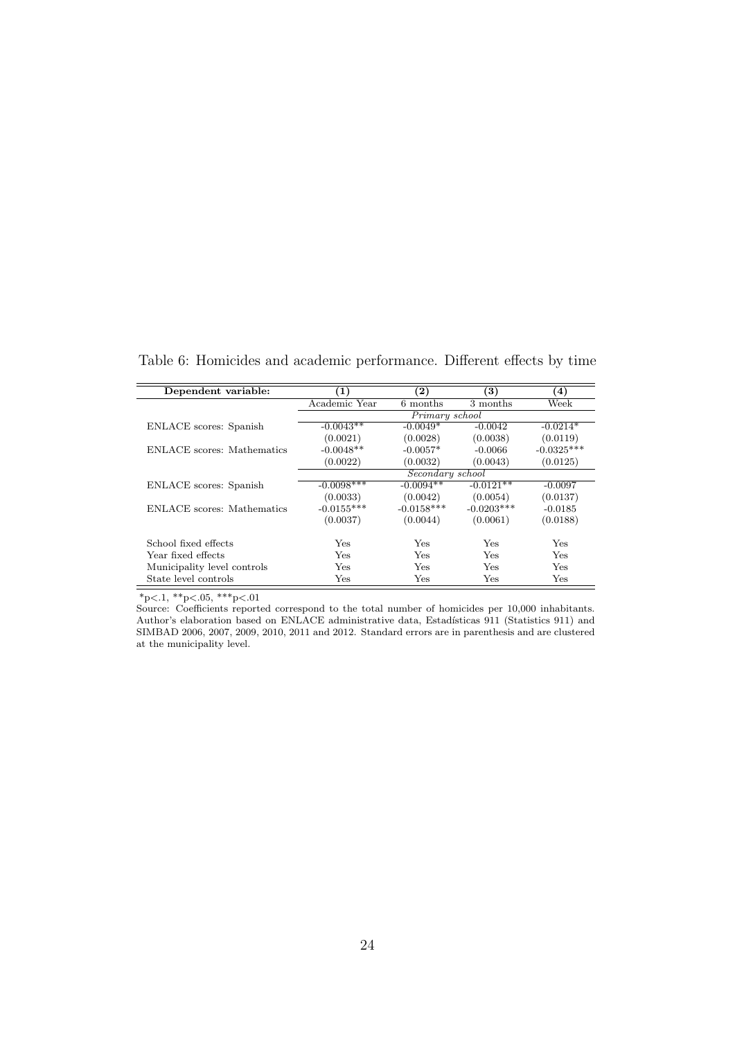Table 6: Homicides and academic performance. Different effects by time

| Dependent variable: | (1) | (2) | (3) | (4) |
|---|---|---|---|---|
| | Academic Year | 6 months | 3 months | Week |
| | *Primary school* | | | |
| ENLACE scores: Spanish | -0.0043** | -0.0049* | -0.0042 | -0.0214* |
| | (0.0021) | (0.0028) | (0.0038) | (0.0119) |
| ENLACE scores: Mathematics | -0.0048** | -0.0057* | -0.0066 | -0.0325*** |
| | (0.0022) | (0.0032) | (0.0043) | (0.0125) |
| | *Secondary school* | | | |
| ENLACE scores: Spanish | -0.0098*** | -0.0094** | -0.0121** | -0.0097 |
| | (0.0033) | (0.0042) | (0.0054) | (0.0137) |
| ENLACE scores: Mathematics | -0.0155*** | -0.0158*** | -0.0203*** | -0.0185 |
| | (0.0037) | (0.0044) | (0.0061) | (0.0188) |
| School fixed effects | Yes | Yes | Yes | Yes |
| Year fixed effects | Yes | Yes | Yes | Yes |
| Municipality level controls | Yes | Yes | Yes | Yes |
| State level controls | Yes | Yes | Yes | Yes |

*p<.1, **p<.05, ***p<.01

Source: Coefficients reported correspond to the total number of homicides per 10,000 inhabitants. Author's elaboration based on ENLACE administrative data, Estadísticas 911 (Statistics 911) and SIMBAD 2006, 2007, 2009, 2010, 2011 and 2012. Standard errors are in parenthesis and are clustered at the municipality level.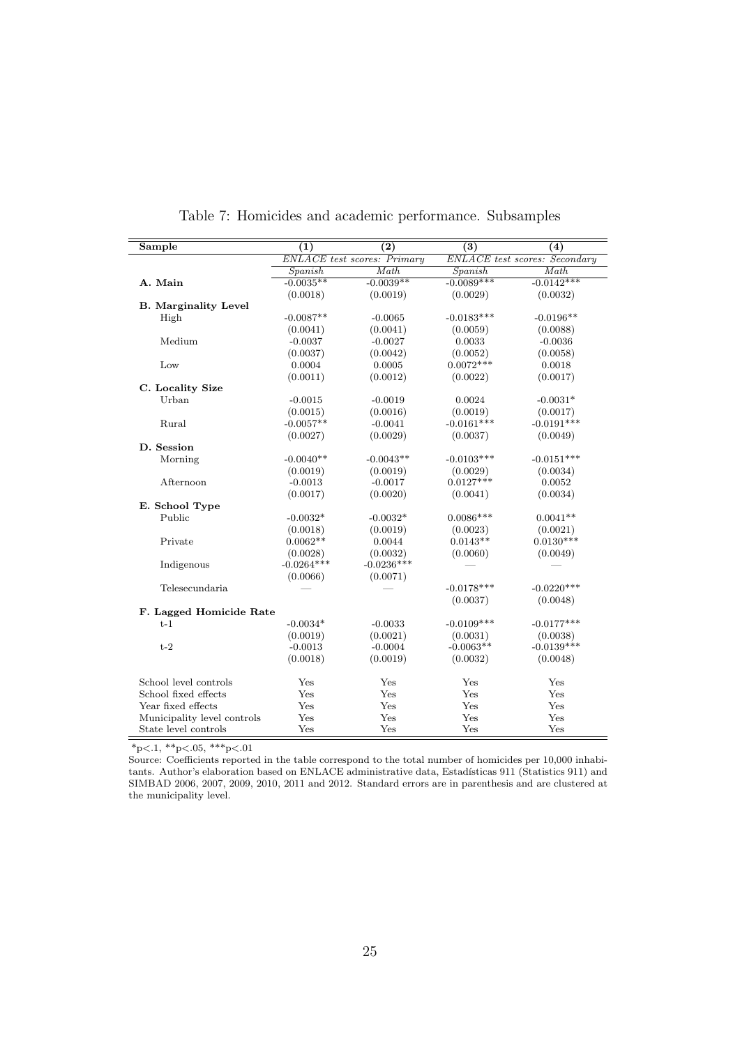Table 7: Homicides and academic performance. Subsamples

| Sample | (1) | (2) | (3) | (4) |
|---|---|---|---|---|
| | *ENLACE test scores: Primary* | | *ENLACE test scores: Secondary* | |
| | *Spanish* | *Math* | *Spanish* | *Math* |
| **A. Main** | -0.0035** | -0.0039** | -0.0089*** | -0.0142*** |
| | (0.0018) | (0.0019) | (0.0029) | (0.0032) |
| **B. Marginality Level** | | | | |
| High | -0.0087** | -0.0065 | -0.0183*** | -0.0196** |
| | (0.0041) | (0.0041) | (0.0059) | (0.0088) |
| Medium | -0.0037 | -0.0027 | 0.0033 | -0.0036 |
| | (0.0037) | (0.0042) | (0.0052) | (0.0058) |
| Low | 0.0004 | 0.0005 | 0.0072*** | 0.0018 |
| | (0.0011) | (0.0012) | (0.0022) | (0.0017) |
| **C. Locality Size** | | | | |
| Urban | -0.0015 | -0.0019 | 0.0024 | -0.0031* |
| | (0.0015) | (0.0016) | (0.0019) | (0.0017) |
| Rural | -0.0057** | -0.0041 | -0.0161*** | -0.0191*** |
| | (0.0027) | (0.0029) | (0.0037) | (0.0049) |
| **D. Session** | | | | |
| Morning | -0.0040** | -0.0043** | -0.0103*** | -0.0151*** |
| | (0.0019) | (0.0019) | (0.0029) | (0.0034) |
| Afternoon | -0.0013 | -0.0017 | 0.0127*** | 0.0052 |
| | (0.0017) | (0.0020) | (0.0041) | (0.0034) |
| **E. School Type** | | | | |
| Public | -0.0032* | -0.0032* | 0.0086*** | 0.0041** |
| | (0.0018) | (0.0019) | (0.0023) | (0.0021) |
| Private | 0.0062** | 0.0044 | 0.0143** | 0.0130*** |
| | (0.0028) | (0.0032) | (0.0060) | (0.0049) |
| Indigenous | -0.0264*** | -0.0236*** | — | — |
| | (0.0066) | (0.0071) | | |
| Telesecundaria | — | — | -0.0178*** | -0.0220*** |
| | | | (0.0037) | (0.0048) |
| **F. Lagged Homicide Rate** | | | | |
| t-1 | -0.0034* | -0.0033 | -0.0109*** | -0.0177*** |
| | (0.0019) | (0.0021) | (0.0031) | (0.0038) |
| t-2 | -0.0013 | -0.0004 | -0.0063** | -0.0139*** |
| | (0.0018) | (0.0019) | (0.0032) | (0.0048) |
| School level controls | Yes | Yes | Yes | Yes |
| School fixed effects | Yes | Yes | Yes | Yes |
| Year fixed effects | Yes | Yes | Yes | Yes |
| Municipality level controls | Yes | Yes | Yes | Yes |
| State level controls | Yes | Yes | Yes | Yes |

*p<.1, **p<.05, ***p<.01

Source: Coefficients reported in the table correspond to the total number of homicides per 10,000 inhabitants. Author's elaboration based on ENLACE administrative data, Estadísticas 911 (Statistics 911) and SIMBAD 2006, 2007, 2009, 2010, 2011 and 2012. Standard errors are in parenthesis and are clustered at the municipality level.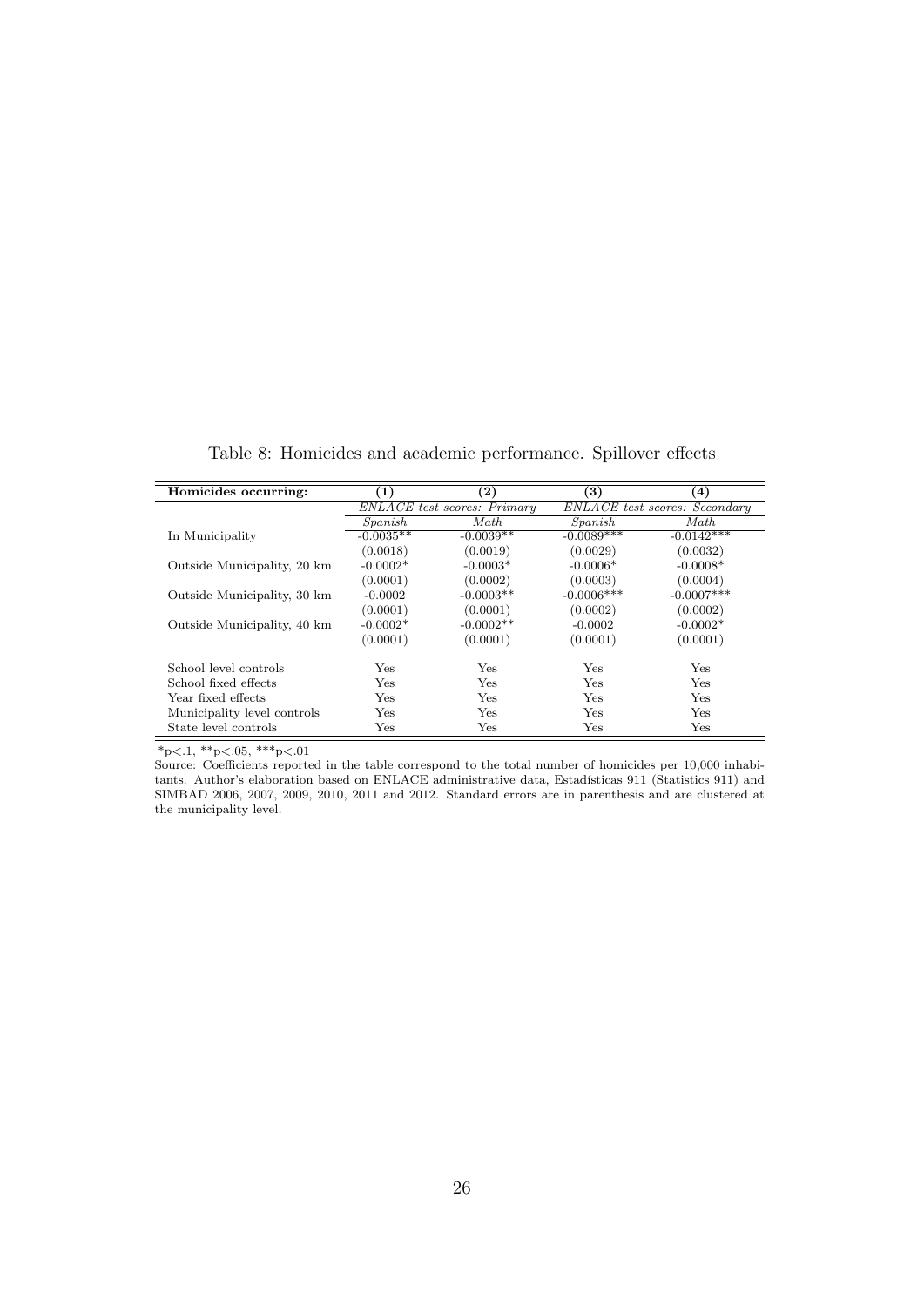Table 8: Homicides and academic performance. Spillover effects

| **Homicides occurring:** | **(1)** | **(2)** | **(3)** | **(4)** |
|---|---|---|---|---|
| | *ENLACE test scores: Primary* | | *ENLACE test scores: Secondary* | |
| | *Spanish* | *Math* | *Spanish* | *Math* |
| In Municipality | -0.0035** | -0.0039** | -0.0089*** | -0.0142*** |
| | (0.0018) | (0.0019) | (0.0029) | (0.0032) |
| Outside Municipality, 20 km | -0.0002* | -0.0003* | -0.0006* | -0.0008* |
| | (0.0001) | (0.0002) | (0.0003) | (0.0004) |
| Outside Municipality, 30 km | -0.0002 | -0.0003** | -0.0006*** | -0.0007*** |
| | (0.0001) | (0.0001) | (0.0002) | (0.0002) |
| Outside Municipality, 40 km | -0.0002* | -0.0002** | -0.0002 | -0.0002* |
| | (0.0001) | (0.0001) | (0.0001) | (0.0001) |
| School level controls | Yes | Yes | Yes | Yes |
| School fixed effects | Yes | Yes | Yes | Yes |
| Year fixed effects | Yes | Yes | Yes | Yes |
| Municipality level controls | Yes | Yes | Yes | Yes |
| State level controls | Yes | Yes | Yes | Yes |

*p<.1, **p<.05, ***p<.01

Source: Coefficients reported in the table correspond to the total number of homicides per 10,000 inhabitants. Author's elaboration based on ENLACE administrative data, Estadísticas 911 (Statistics 911) and SIMBAD 2006, 2007, 2009, 2010, 2011 and 2012. Standard errors are in parenthesis and are clustered at the municipality level.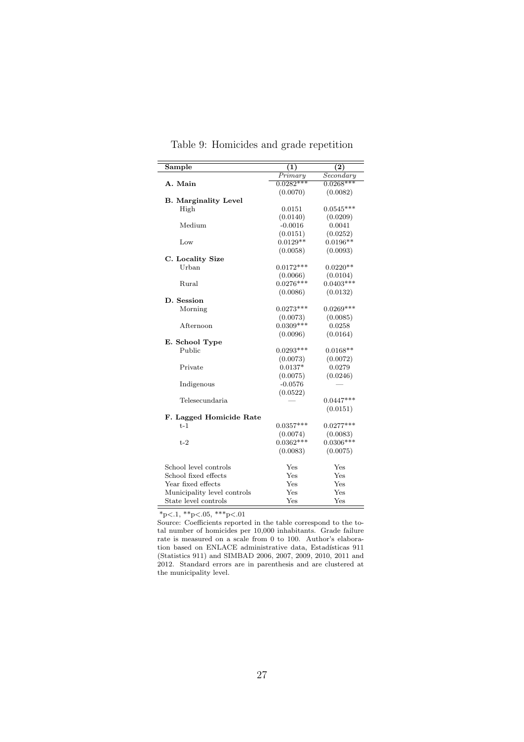Table 9: Homicides and grade repetition

| Sample | (1) | (2) |
|---|---|---|
| | *Primary* | *Secondary* |
| **A. Main** | 0.0282*** | 0.0268*** |
| | (0.0070) | (0.0082) |
| **B. Marginality Level** | | |
| High | 0.0151 | 0.0545*** |
| | (0.0140) | (0.0209) |
| Medium | -0.0016 | 0.0041 |
| | (0.0151) | (0.0252) |
| Low | 0.0129** | 0.0196** |
| | (0.0058) | (0.0093) |
| **C. Locality Size** | | |
| Urban | 0.0172*** | 0.0220** |
| | (0.0066) | (0.0104) |
| Rural | 0.0276*** | 0.0403*** |
| | (0.0086) | (0.0132) |
| **D. Session** | | |
| Morning | 0.0273*** | 0.0269*** |
| | (0.0073) | (0.0085) |
| Afternoon | 0.0309*** | 0.0258 |
| | (0.0096) | (0.0164) |
| **E. School Type** | | |
| Public | 0.0293*** | 0.0168** |
| | (0.0073) | (0.0072) |
| Private | 0.0137* | 0.0279 |
| | (0.0075) | (0.0246) |
| Indigenous | -0.0576 | — |
| | (0.0522) | |
| Telesecundaria | — | 0.0447*** |
| | | (0.0151) |
| **F. Lagged Homicide Rate** | | |
| t-1 | 0.0357*** | 0.0277*** |
| | (0.0074) | (0.0083) |
| t-2 | 0.0362*** | 0.0306*** |
| | (0.0083) | (0.0075) |
| School level controls | Yes | Yes |
| School fixed effects | Yes | Yes |
| Year fixed effects | Yes | Yes |
| Municipality level controls | Yes | Yes |
| State level controls | Yes | Yes |

*p<.1, **p<.05, ***p<.01

Source: Coefficients reported in the table correspond to the total number of homicides per 10,000 inhabitants. Grade failure rate is measured on a scale from 0 to 100. Author's elaboration based on ENLACE administrative data, Estadísticas 911 (Statistics 911) and SIMBAD 2006, 2007, 2009, 2010, 2011 and 2012. Standard errors are in parenthesis and are clustered at the municipality level.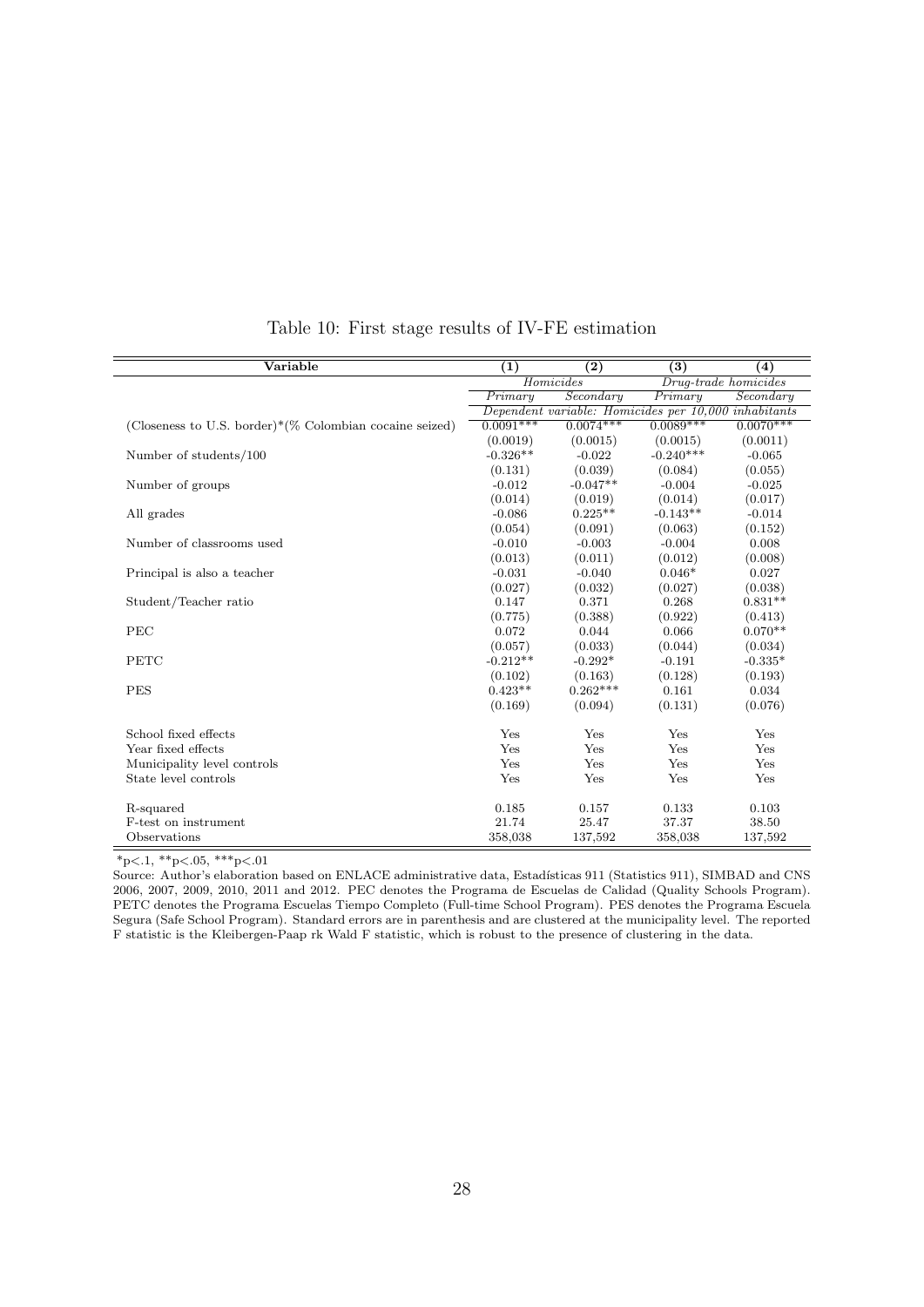Table 10: First stage results of IV-FE estimation

| Variable | (1) | (2) | (3) | (4) |
|---|---|---|---|---|
| | *Homicides* | | *Drug-trade homicides* | |
| | *Primary* | *Secondary* | *Primary* | *Secondary* |
| | *Dependent variable: Homicides per 10,000 inhabitants* | | | |
| (Closeness to U.S. border)*(% Colombian cocaine seized) | 0.0091*** | 0.0074*** | 0.0089*** | 0.0070*** |
| | (0.0019) | (0.0015) | (0.0015) | (0.0011) |
| Number of students/100 | -0.326** | -0.022 | -0.240*** | -0.065 |
| | (0.131) | (0.039) | (0.084) | (0.055) |
| Number of groups | -0.012 | -0.047** | -0.004 | -0.025 |
| | (0.014) | (0.019) | (0.014) | (0.017) |
| All grades | -0.086 | 0.225** | -0.143** | -0.014 |
| | (0.054) | (0.091) | (0.063) | (0.152) |
| Number of classrooms used | -0.010 | -0.003 | -0.004 | 0.008 |
| | (0.013) | (0.011) | (0.012) | (0.008) |
| Principal is also a teacher | -0.031 | -0.040 | 0.046* | 0.027 |
| | (0.027) | (0.032) | (0.027) | (0.038) |
| Student/Teacher ratio | 0.147 | 0.371 | 0.268 | 0.831** |
| | (0.775) | (0.388) | (0.922) | (0.413) |
| PEC | 0.072 | 0.044 | 0.066 | 0.070** |
| | (0.057) | (0.033) | (0.044) | (0.034) |
| PETC | -0.212** | -0.292* | -0.191 | -0.335* |
| | (0.102) | (0.163) | (0.128) | (0.193) |
| PES | 0.423** | 0.262*** | 0.161 | 0.034 |
| | (0.169) | (0.094) | (0.131) | (0.076) |
| School fixed effects | Yes | Yes | Yes | Yes |
| Year fixed effects | Yes | Yes | Yes | Yes |
| Municipality level controls | Yes | Yes | Yes | Yes |
| State level controls | Yes | Yes | Yes | Yes |
| R-squared | 0.185 | 0.157 | 0.133 | 0.103 |
| F-test on instrument | 21.74 | 25.47 | 37.37 | 38.50 |
| Observations | 358,038 | 137,592 | 358,038 | 137,592 |

*p<.1, **p<.05, ***p<.01

Source: Author's elaboration based on ENLACE administrative data, Estadísticas 911 (Statistics 911), SIMBAD and CNS 2006, 2007, 2009, 2010, 2011 and 2012. PEC denotes the Programa de Escuelas de Calidad (Quality Schools Program). PETC denotes the Programa Escuelas Tiempo Completo (Full-time School Program). PES denotes the Programa Escuela Segura (Safe School Program). Standard errors are in parenthesis and are clustered at the municipality level. The reported F statistic is the Kleibergen-Paap rk Wald F statistic, which is robust to the presence of clustering in the data.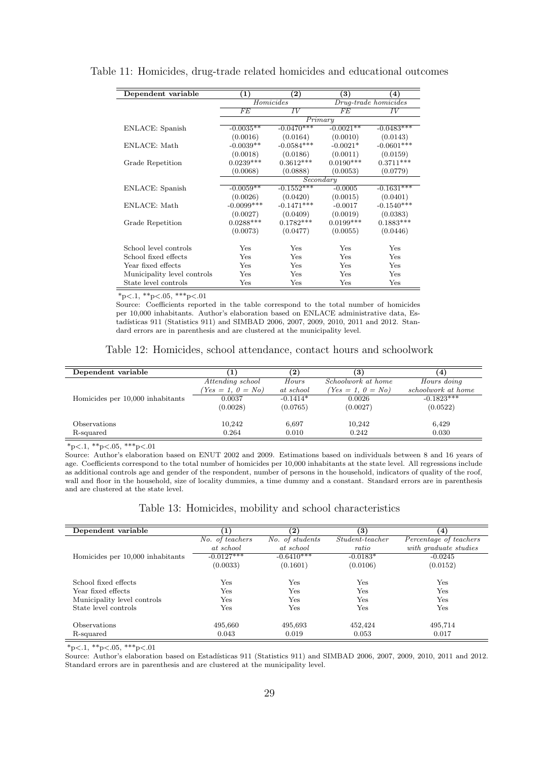Table 11: Homicides, drug-trade related homicides and educational outcomes

| Dependent variable | (1) | (2) | (3) | (4) |
|---|---|---|---|---|
| | *Homicides* | | *Drug-trade homicides* | |
| | *FE* | *IV* | *FE* | *IV* |
| | *Primary* | | | |
| ENLACE: Spanish | -0.0035** | -0.0470*** | -0.0021** | -0.0483*** |
| | (0.0016) | (0.0164) | (0.0010) | (0.0143) |
| ENLACE: Math | -0.0039** | -0.0584*** | -0.0021* | -0.0601*** |
| | (0.0018) | (0.0186) | (0.0011) | (0.0159) |
| Grade Repetition | 0.0239*** | 0.3612*** | 0.0190*** | 0.3711*** |
| | (0.0068) | (0.0888) | (0.0053) | (0.0779) |
| | *Secondary* | | | |
| ENLACE: Spanish | -0.0059** | -0.1552*** | -0.0005 | -0.1631*** |
| | (0.0026) | (0.0420) | (0.0015) | (0.0401) |
| ENLACE: Math | -0.0099*** | -0.1471*** | -0.0017 | -0.1540*** |
| | (0.0027) | (0.0409) | (0.0019) | (0.0383) |
| Grade Repetition | 0.0288*** | 0.1782*** | 0.0199*** | 0.1883*** |
| | (0.0073) | (0.0477) | (0.0055) | (0.0446) |
| School level controls | Yes | Yes | Yes | Yes |
| School fixed effects | Yes | Yes | Yes | Yes |
| Year fixed effects | Yes | Yes | Yes | Yes |
| Municipality level controls | Yes | Yes | Yes | Yes |
| State level controls | Yes | Yes | Yes | Yes |

*p<.1, **p<.05, ***p<.01

Source: Coefficients reported in the table correspond to the total number of homicides per 10,000 inhabitants. Author's elaboration based on ENLACE administrative data, Estadísticas 911 (Statistics 911) and SIMBAD 2006, 2007, 2009, 2010, 2011 and 2012. Standard errors are in parenthesis and are clustered at the municipality level.

Table 12: Homicides, school attendance, contact hours and schoolwork

| Dependent variable | (1) | (2) | (3) | (4) |
|---|---|---|---|---|
| | *Attending school (Yes = 1, 0 = No)* | *Hours at school* | *Schoolwork at home (Yes = 1, 0 = No)* | *Hours doing schoolwork at home* |
| Homicides per 10,000 inhabitants | 0.0037 | -0.1414* | 0.0026 | -0.1823*** |
| | (0.0028) | (0.0765) | (0.0027) | (0.0522) |
| Observations | 10,242 | 6,697 | 10,242 | 6,429 |
| R-squared | 0.264 | 0.010 | 0.242 | 0.030 |

*p<.1, **p<.05, ***p<.01

Source: Author's elaboration based on ENUT 2002 and 2009. Estimations based on individuals between 8 and 16 years of age. Coefficients correspond to the total number of homicides per 10,000 inhabitants at the state level. All regressions include as additional controls age and gender of the respondent, number of persons in the household, indicators of quality of the roof, wall and floor in the household, size of locality dummies, a time dummy and a constant. Standard errors are in parenthesis and are clustered at the state level.

Table 13: Homicides, mobility and school characteristics

| Dependent variable | (1) | (2) | (3) | (4) |
|---|---|---|---|---|
| | *No. of teachers at school* | *No. of students at school* | *Student-teacher ratio* | *Percentage of teachers with graduate studies* |
| Homicides per 10,000 inhabitants | -0.0127*** | -0.6410*** | -0.0183* | -0.0245 |
| | (0.0033) | (0.1601) | (0.0106) | (0.0152) |
| School fixed effects | Yes | Yes | Yes | Yes |
| Year fixed effects | Yes | Yes | Yes | Yes |
| Municipality level controls | Yes | Yes | Yes | Yes |
| State level controls | Yes | Yes | Yes | Yes |
| Observations | 495,660 | 495,693 | 452,424 | 495,714 |
| R-squared | 0.043 | 0.019 | 0.053 | 0.017 |

*p<.1, **p<.05, ***p<.01

Source: Author's elaboration based on Estadísticas 911 (Statistics 911) and SIMBAD 2006, 2007, 2009, 2010, 2011 and 2012. Standard errors are in parenthesis and are clustered at the municipality level.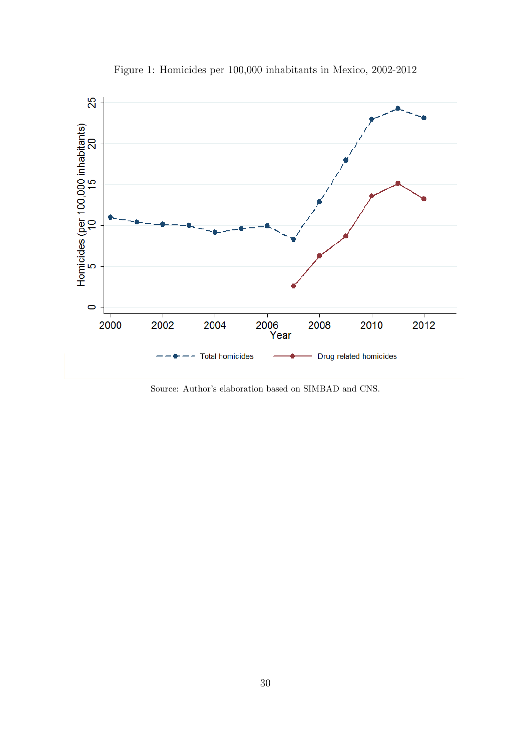Figure 1: Homicides per 100,000 inhabitants in Mexico, 2002-2012

Source: Author's elaboration based on SIMBAD and CNS.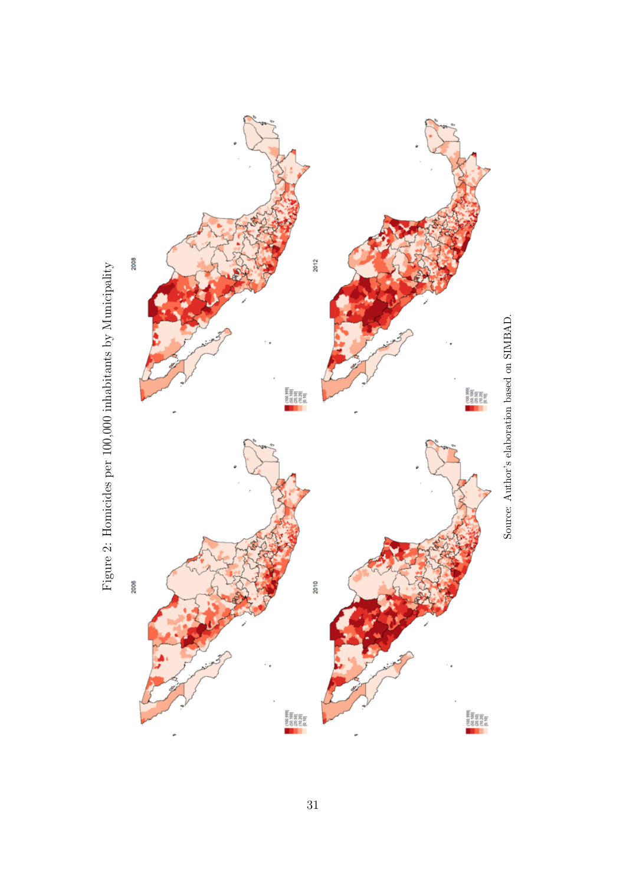Figure 2: Homicides per 100,000 inhabitants by Municipality

Source: Author's elaboration based on SIMBAD.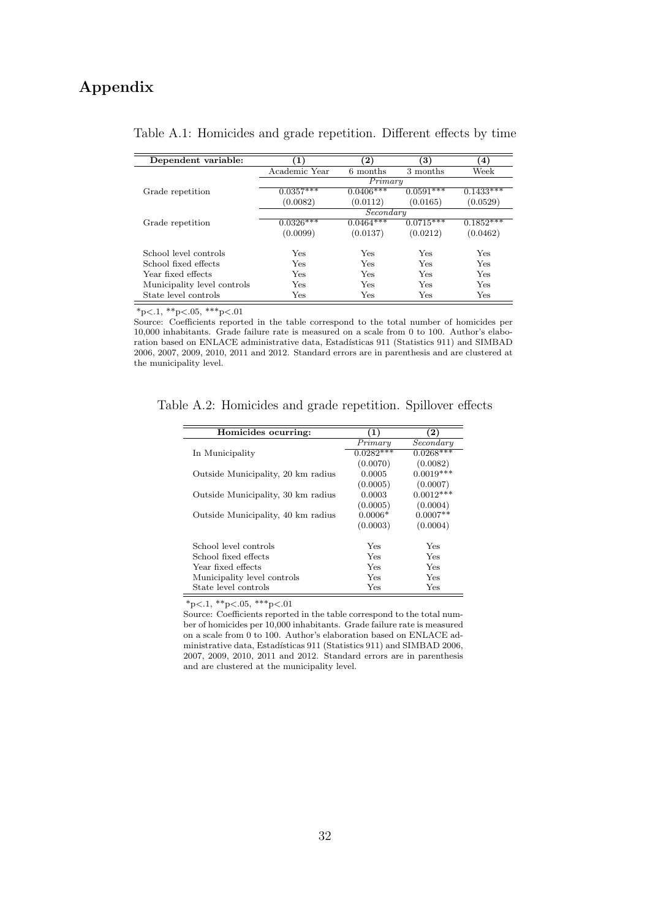# Appendix

Table A.1: Homicides and grade repetition. Different effects by time

| Dependent variable: | (1) | (2) | (3) | (4) |
|---|---|---|---|---|
| | Academic Year | 6 months | 3 months | Week |
| | *Primary* | | | |
| Grade repetition | 0.0357*** | 0.0406*** | 0.0591*** | 0.1433*** |
| | (0.0082) | (0.0112) | (0.0165) | (0.0529) |
| | *Secondary* | | | |
| Grade repetition | 0.0326*** | 0.0464*** | 0.0715*** | 0.1852*** |
| | (0.0099) | (0.0137) | (0.0212) | (0.0462) |
| School level controls | Yes | Yes | Yes | Yes |
| School fixed effects | Yes | Yes | Yes | Yes |
| Year fixed effects | Yes | Yes | Yes | Yes |
| Municipality level controls | Yes | Yes | Yes | Yes |
| State level controls | Yes | Yes | Yes | Yes |

*p<.1, **p<.05, ***p<.01

Source: Coefficients reported in the table correspond to the total number of homicides per 10,000 inhabitants. Grade failure rate is measured on a scale from 0 to 100. Author's elaboration based on ENLACE administrative data, Estadísticas 911 (Statistics 911) and SIMBAD 2006, 2007, 2009, 2010, 2011 and 2012. Standard errors are in parenthesis and are clustered at the municipality level.

Table A.2: Homicides and grade repetition. Spillover effects

| Homicides ocurring: | (1) | (2) |
|---|---|---|
| | *Primary* | *Secondary* |
| In Municipality | 0.0282*** | 0.0268*** |
| | (0.0070) | (0.0082) |
| Outside Municipality, 20 km radius | 0.0005 | 0.0019*** |
| | (0.0005) | (0.0007) |
| Outside Municipality, 30 km radius | 0.0003 | 0.0012*** |
| | (0.0005) | (0.0004) |
| Outside Municipality, 40 km radius | 0.0006* | 0.0007** |
| | (0.0003) | (0.0004) |
| School level controls | Yes | Yes |
| School fixed effects | Yes | Yes |
| Year fixed effects | Yes | Yes |
| Municipality level controls | Yes | Yes |
| State level controls | Yes | Yes |

*p<.1, **p<.05, ***p<.01

Source: Coefficients reported in the table correspond to the total number of homicides per 10,000 inhabitants. Grade failure rate is measured on a scale from 0 to 100. Author's elaboration based on ENLACE administrative data, Estadísticas 911 (Statistics 911) and SIMBAD 2006, 2007, 2009, 2010, 2011 and 2012. Standard errors are in parenthesis and are clustered at the municipality level.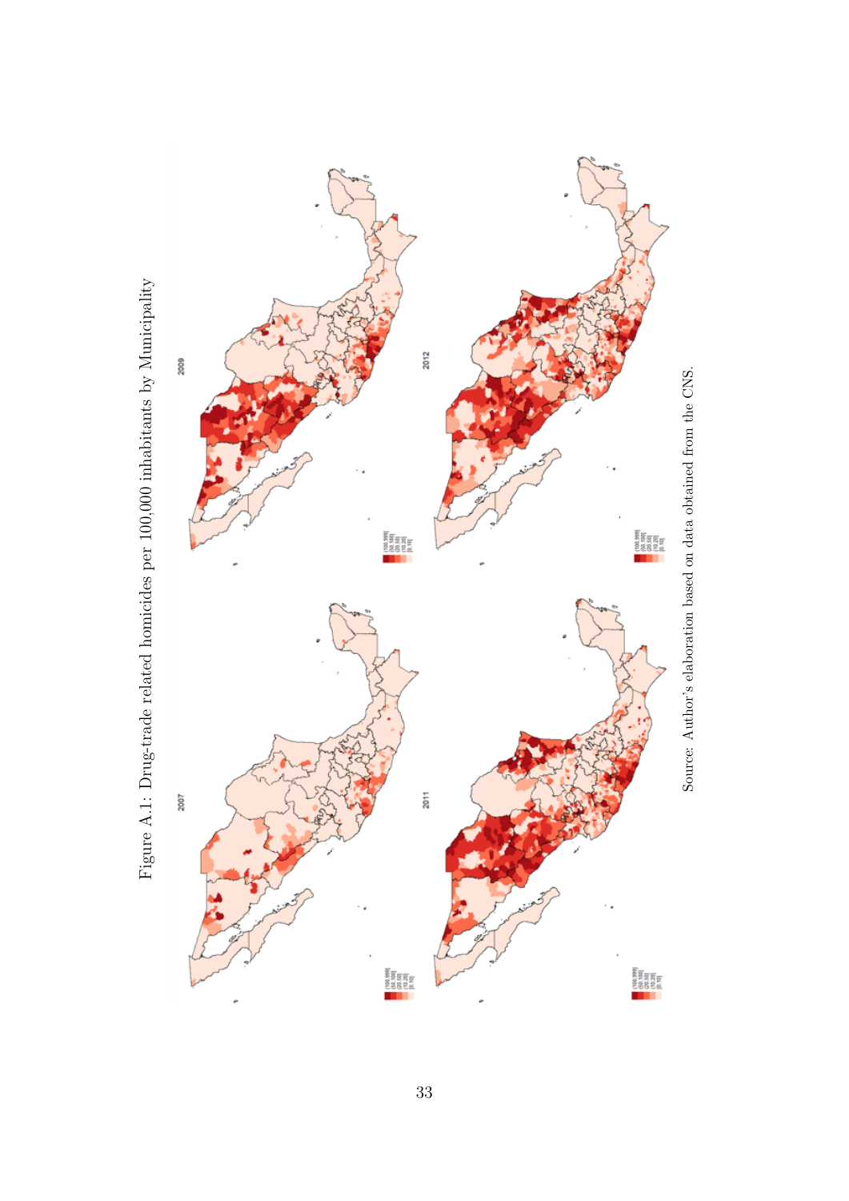Figure A.1: Drug-trade related homicides per 100,000 inhabitants by Municipality

Source: Author's elaboration based on data obtained from the CNS.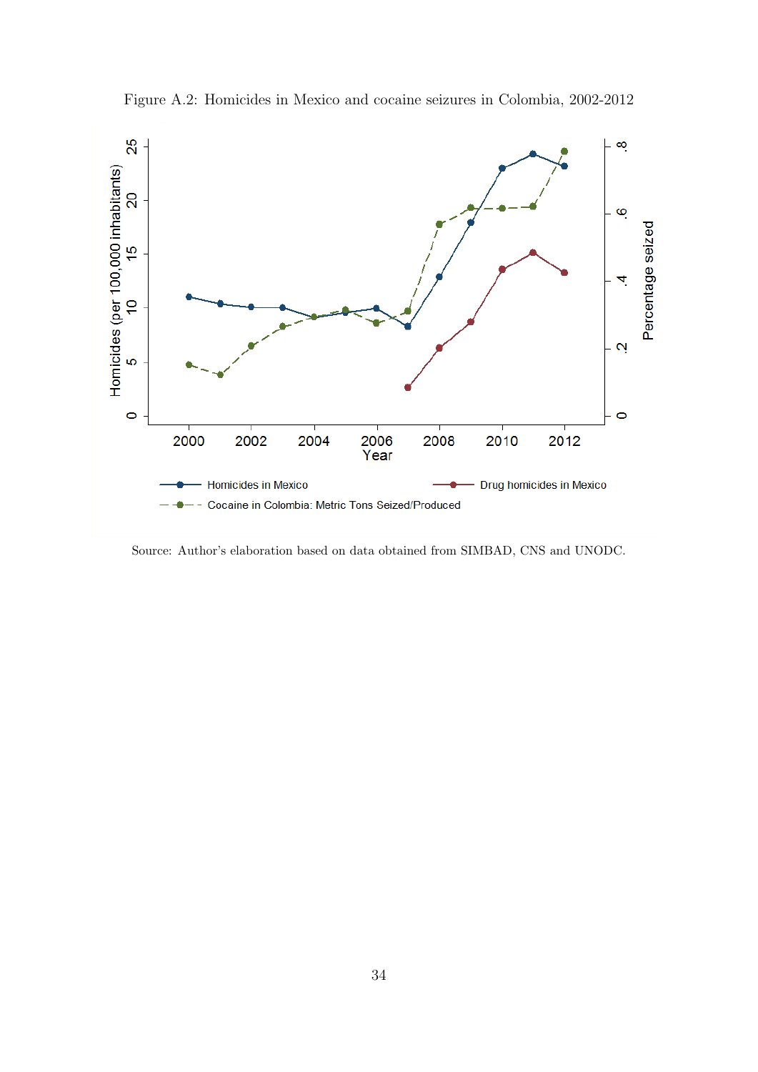Figure A.2: Homicides in Mexico and cocaine seizures in Colombia, 2002-2012

Homicides (per 100,000 inhabitants)

0
5
10
15
20
25

Percentage seized

0
.2
.4
.6
.8

2000
2002
2004
2006
2008
2010
2012

Year

Homicides in Mexico

Drug homicides in Mexico

Cocaine in Colombia: Metric Tons Seized/Produced

Source: Author's elaboration based on data obtained from SIMBAD, CNS and UNODC.